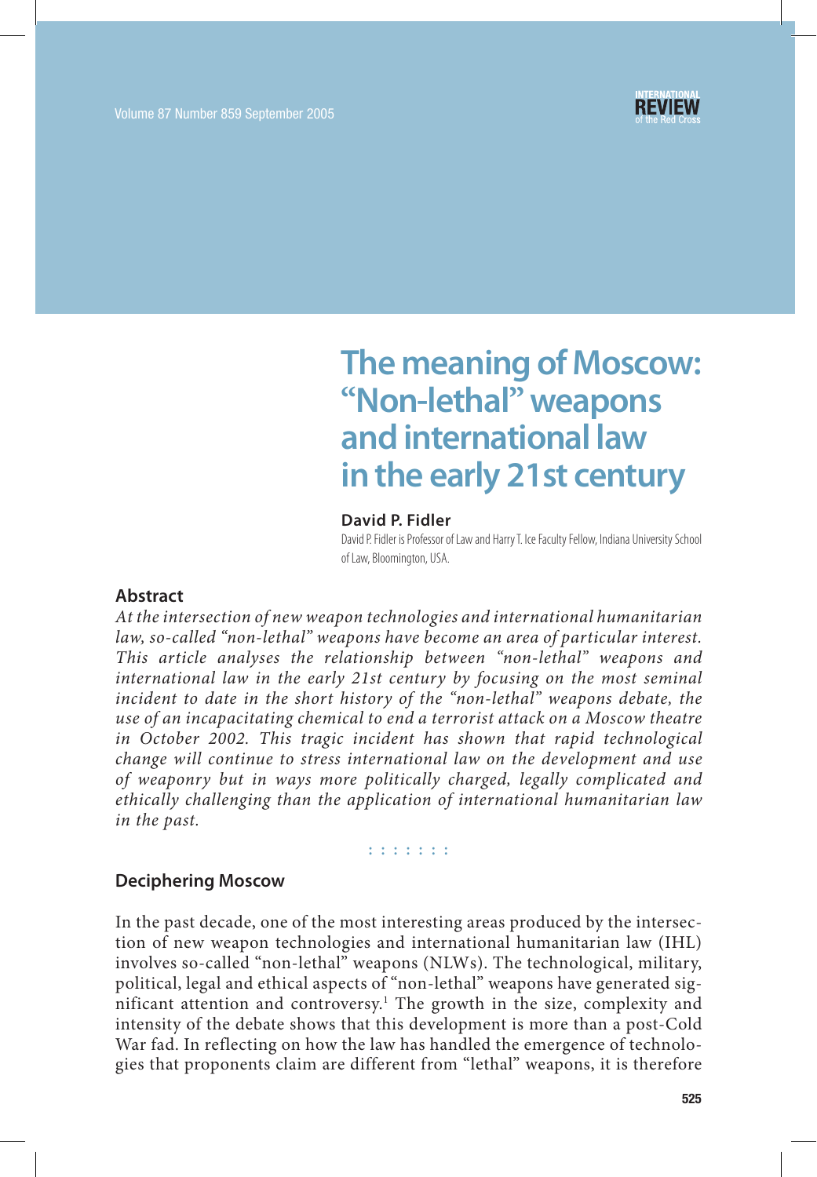# The meaning of Moscow: "Non-lethal" weapons and international law in the early 21st century

**David P. Fidler**

David P. Fidler is Professor of Law and Harry T. Ice Faculty Fellow, Indiana University School of Law, Bloomington, USA.

### Abstract

*At the intersection of new weapon technologies and international humanitarian law, so-called "non-lethal" weapons have become an area of particular interest. This article analyses the relationship between "non-lethal" weapons and international law in the early 21st century by focusing on the most seminal incident to date in the short history of the "non-lethal" weapons debate, the use of an incapacitating chemical to end a terrorist attack on a Moscow theatre in October 2002. This tragic incident has shown that rapid technological change will continue to stress international law on the development and use of weaponry but in ways more politically charged, legally complicated and ethically challenging than the application of international humanitarian law in the past.*

:::::::

### Deciphering Moscow

In the past decade, one of the most interesting areas produced by the intersection of new weapon technologies and international humanitarian law (IHL) involves so-called "non-lethal" weapons (NLWs). The technological, military, political, legal and ethical aspects of "non-lethal" weapons have generated significant attention and controversy.[1] The growth in the size, complexity and intensity of the debate shows that this development is more than a post-Cold War fad. In reflecting on how the law has handled the emergence of technologies that proponents claim are different from "lethal" weapons, it is therefore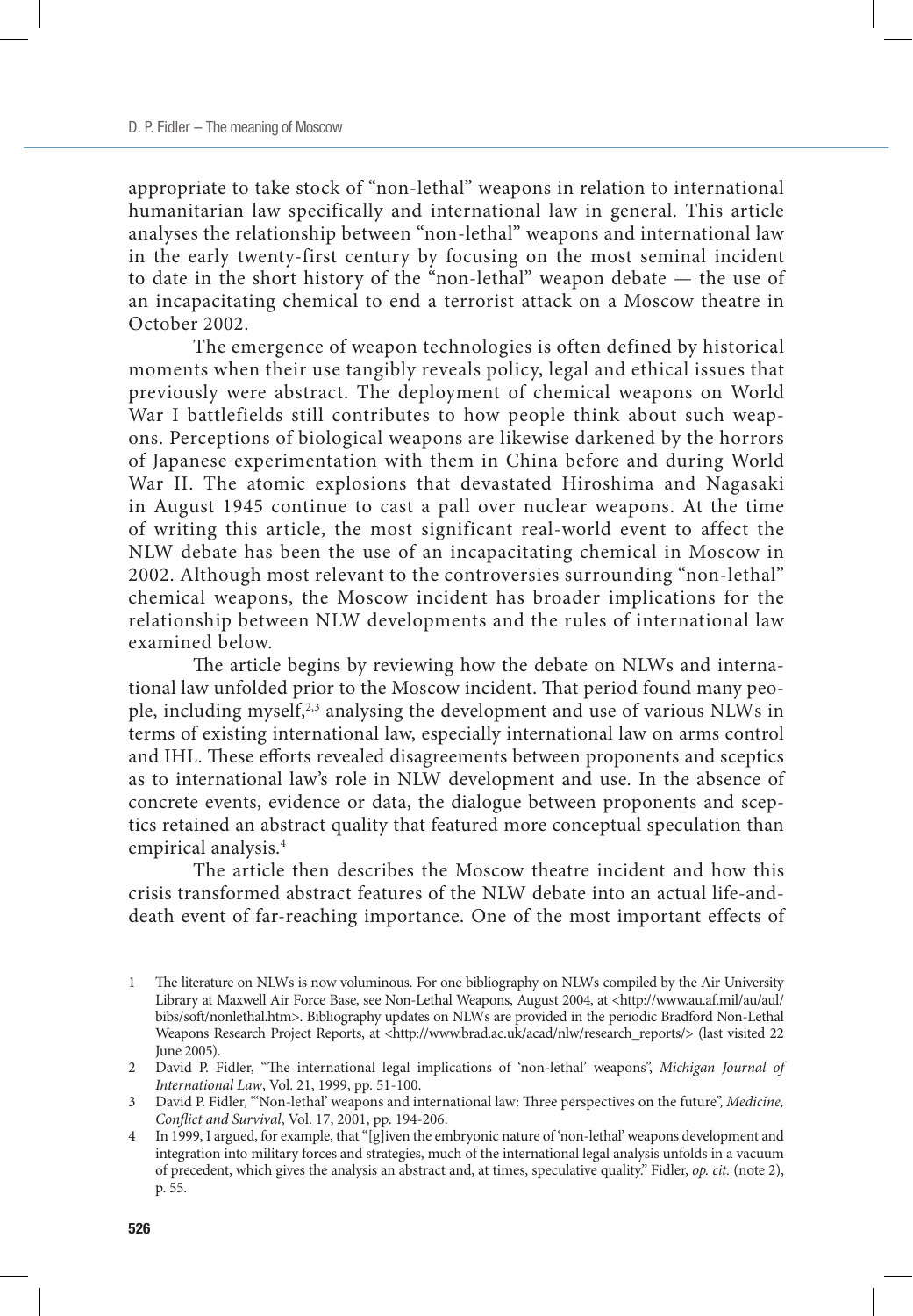appropriate to take stock of "non-lethal" weapons in relation to international humanitarian law specifically and international law in general. This article analyses the relationship between "non-lethal" weapons and international law in the early twenty-first century by focusing on the most seminal incident to date in the short history of the "non-lethal" weapon debate — the use of an incapacitating chemical to end a terrorist attack on a Moscow theatre in October 2002.

The emergence of weapon technologies is often defined by historical moments when their use tangibly reveals policy, legal and ethical issues that previously were abstract. The deployment of chemical weapons on World War I battlefields still contributes to how people think about such weapons. Perceptions of biological weapons are likewise darkened by the horrors of Japanese experimentation with them in China before and during World War II. The atomic explosions that devastated Hiroshima and Nagasaki in August 1945 continue to cast a pall over nuclear weapons. At the time of writing this article, the most significant real-world event to affect the NLW debate has been the use of an incapacitating chemical in Moscow in 2002. Although most relevant to the controversies surrounding "non-lethal" chemical weapons, the Moscow incident has broader implications for the relationship between NLW developments and the rules of international law examined below.

The article begins by reviewing how the debate on NLWs and international law unfolded prior to the Moscow incident. That period found many people, including myself,[2,3] analysing the development and use of various NLWs in terms of existing international law, especially international law on arms control and IHL. These efforts revealed disagreements between proponents and sceptics as to international law's role in NLW development and use. In the absence of concrete events, evidence or data, the dialogue between proponents and sceptics retained an abstract quality that featured more conceptual speculation than empirical analysis.[4]

The article then describes the Moscow theatre incident and how this crisis transformed abstract features of the NLW debate into an actual life-and-death event of far-reaching importance. One of the most important effects of

1 The literature on NLWs is now voluminous. For one bibliography on NLWs compiled by the Air University Library at Maxwell Air Force Base, see Non-Lethal Weapons, August 2004, at <http://www.au.af.mil/au/aul/bibs/soft/nonlethal.htm>. Bibliography updates on NLWs are provided in the periodic Bradford Non-Lethal Weapons Research Project Reports, at <http://www.brad.ac.uk/acad/nlw/research_reports/> (last visited 22 June 2005).

2 David P. Fidler, "The international legal implications of 'non-lethal' weapons", *Michigan Journal of International Law*, Vol. 21, 1999, pp. 51-100.

3 David P. Fidler, "'Non-lethal' weapons and international law: Three perspectives on the future", *Medicine, Conflict and Survival*, Vol. 17, 2001, pp. 194-206.

4 In 1999, I argued, for example, that "[g]iven the embryonic nature of 'non-lethal' weapons development and integration into military forces and strategies, much of the international legal analysis unfolds in a vacuum of precedent, which gives the analysis an abstract and, at times, speculative quality." Fidler, *op. cit.* (note 2), p. 55.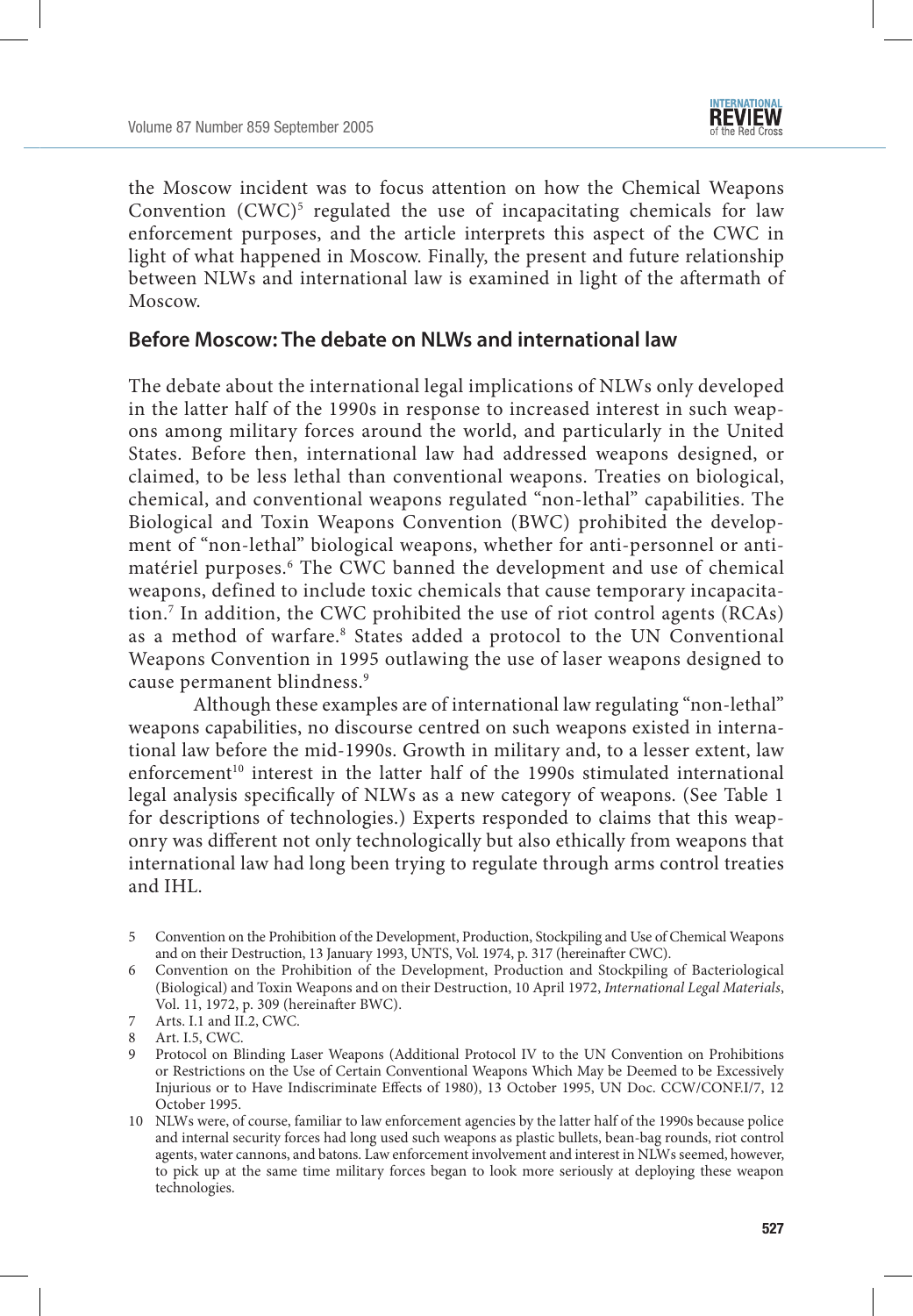the Moscow incident was to focus attention on how the Chemical Weapons Convention (CWC)[5] regulated the use of incapacitating chemicals for law enforcement purposes, and the article interprets this aspect of the CWC in light of what happened in Moscow. Finally, the present and future relationship between NLWs and international law is examined in light of the aftermath of Moscow.

## Before Moscow: The debate on NLWs and international law

The debate about the international legal implications of NLWs only developed in the latter half of the 1990s in response to increased interest in such weapons among military forces around the world, and particularly in the United States. Before then, international law had addressed weapons designed, or claimed, to be less lethal than conventional weapons. Treaties on biological, chemical, and conventional weapons regulated "non-lethal" capabilities. The Biological and Toxin Weapons Convention (BWC) prohibited the development of "non-lethal" biological weapons, whether for anti-personnel or anti-matériel purposes.[6] The CWC banned the development and use of chemical weapons, defined to include toxic chemicals that cause temporary incapacitation.[7] In addition, the CWC prohibited the use of riot control agents (RCAs) as a method of warfare.[8] States added a protocol to the UN Conventional Weapons Convention in 1995 outlawing the use of laser weapons designed to cause permanent blindness.[9]

Although these examples are of international law regulating "non-lethal" weapons capabilities, no discourse centred on such weapons existed in international law before the mid-1990s. Growth in military and, to a lesser extent, law enforcement[10] interest in the latter half of the 1990s stimulated international legal analysis specifically of NLWs as a new category of weapons. (See Table 1 for descriptions of technologies.) Experts responded to claims that this weaponry was different not only technologically but also ethically from weapons that international law had long been trying to regulate through arms control treaties and IHL.

5 Convention on the Prohibition of the Development, Production, Stockpiling and Use of Chemical Weapons and on their Destruction, 13 January 1993, UNTS, Vol. 1974, p. 317 (hereinafter CWC).

6 Convention on the Prohibition of the Development, Production and Stockpiling of Bacteriological (Biological) and Toxin Weapons and on their Destruction, 10 April 1972, *International Legal Materials*, Vol. 11, 1972, p. 309 (hereinafter BWC).

7 Arts. I.1 and II.2, CWC.

8 Art. I.5, CWC.

9 Protocol on Blinding Laser Weapons (Additional Protocol IV to the UN Convention on Prohibitions or Restrictions on the Use of Certain Conventional Weapons Which May be Deemed to be Excessively Injurious or to Have Indiscriminate Effects of 1980), 13 October 1995, UN Doc. CCW/CONF.I/7, 12 October 1995.

10 NLWs were, of course, familiar to law enforcement agencies by the latter half of the 1990s because police and internal security forces had long used such weapons as plastic bullets, bean-bag rounds, riot control agents, water cannons, and batons. Law enforcement involvement and interest in NLWs seemed, however, to pick up at the same time military forces began to look more seriously at deploying these weapon technologies.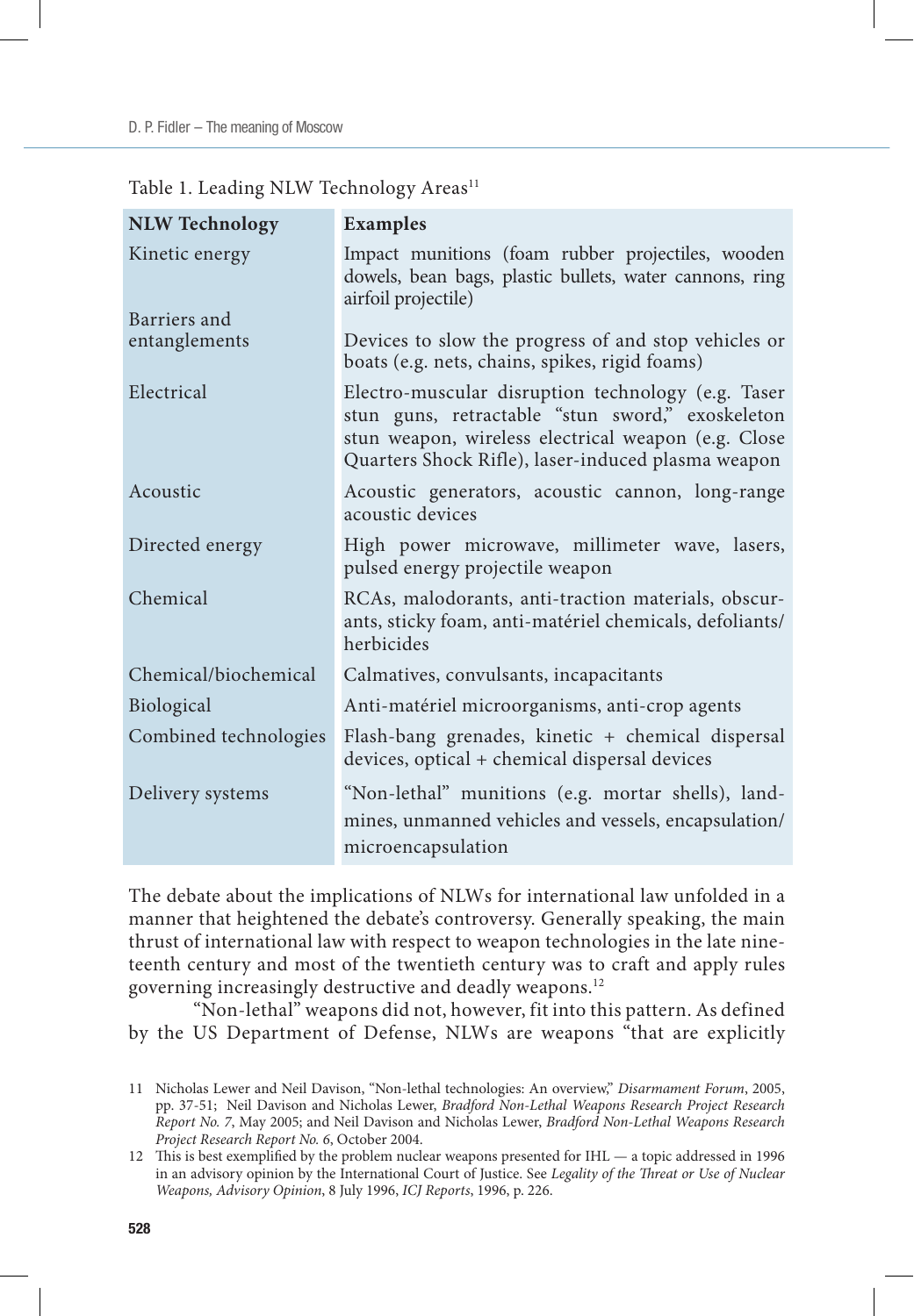Table 1. Leading NLW Technology Areas[11]

| NLW Technology | Examples |
|---|---|
| Kinetic energy | Impact munitions (foam rubber projectiles, wooden dowels, bean bags, plastic bullets, water cannons, ring airfoil projectile) |
| Barriers and entanglements | Devices to slow the progress of and stop vehicles or boats (e.g. nets, chains, spikes, rigid foams) |
| Electrical | Electro-muscular disruption technology (e.g. Taser stun guns, retractable "stun sword," exoskeleton stun weapon, wireless electrical weapon (e.g. Close Quarters Shock Rifle), laser-induced plasma weapon |
| Acoustic | Acoustic generators, acoustic cannon, long-range acoustic devices |
| Directed energy | High power microwave, millimeter wave, lasers, pulsed energy projectile weapon |
| Chemical | RCAs, malodorants, anti-traction materials, obscurants, sticky foam, anti-matériel chemicals, defoliants/herbicides |
| Chemical/biochemical | Calmatives, convulsants, incapacitants |
| Biological | Anti-matériel microorganisms, anti-crop agents |
| Combined technologies | Flash-bang grenades, kinetic + chemical dispersal devices, optical + chemical dispersal devices |
| Delivery systems | "Non-lethal" munitions (e.g. mortar shells), landmines, unmanned vehicles and vessels, encapsulation/microencapsulation |

The debate about the implications of NLWs for international law unfolded in a manner that heightened the debate's controversy. Generally speaking, the main thrust of international law with respect to weapon technologies in the late nineteenth century and most of the twentieth century was to craft and apply rules governing increasingly destructive and deadly weapons.[12]

"Non-lethal" weapons did not, however, fit into this pattern. As defined by the US Department of Defense, NLWs are weapons "that are explicitly

11 Nicholas Lewer and Neil Davison, "Non-lethal technologies: An overview," *Disarmament Forum*, 2005, pp. 37-51; Neil Davison and Nicholas Lewer, *Bradford Non-Lethal Weapons Research Project Research Report No. 7*, May 2005; and Neil Davison and Nicholas Lewer, *Bradford Non-Lethal Weapons Research Project Research Report No. 6*, October 2004.

12 This is best exemplified by the problem nuclear weapons presented for IHL — a topic addressed in 1996 in an advisory opinion by the International Court of Justice. See *Legality of the Threat or Use of Nuclear Weapons, Advisory Opinion*, 8 July 1996, *ICJ Reports*, 1996, p. 226.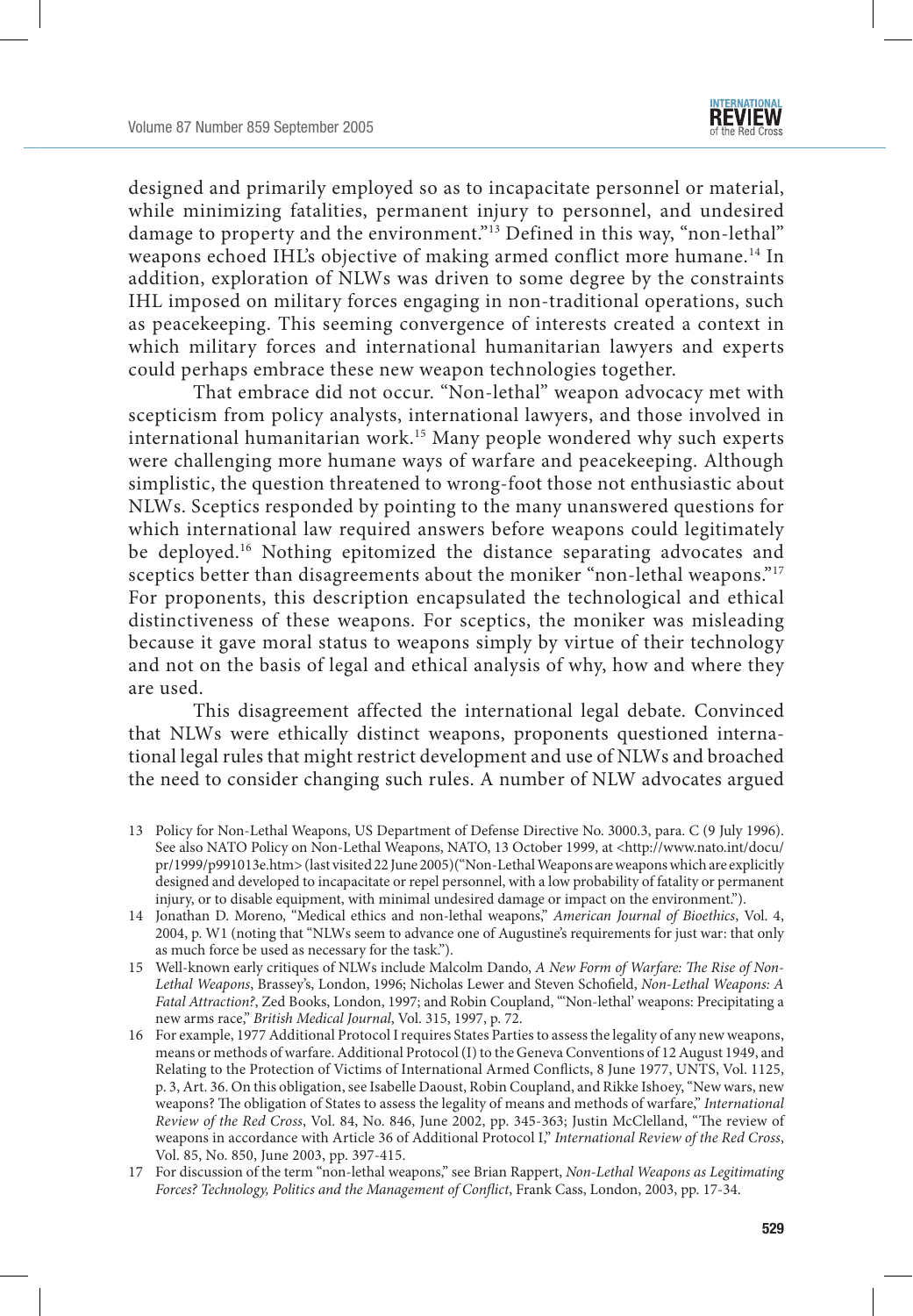designed and primarily employed so as to incapacitate personnel or material, while minimizing fatalities, permanent injury to personnel, and undesired damage to property and the environment."[13] Defined in this way, "non-lethal" weapons echoed IHL's objective of making armed conflict more humane.[14] In addition, exploration of NLWs was driven to some degree by the constraints IHL imposed on military forces engaging in non-traditional operations, such as peacekeeping. This seeming convergence of interests created a context in which military forces and international humanitarian lawyers and experts could perhaps embrace these new weapon technologies together.

That embrace did not occur. "Non-lethal" weapon advocacy met with scepticism from policy analysts, international lawyers, and those involved in international humanitarian work.[15] Many people wondered why such experts were challenging more humane ways of warfare and peacekeeping. Although simplistic, the question threatened to wrong-foot those not enthusiastic about NLWs. Sceptics responded by pointing to the many unanswered questions for which international law required answers before weapons could legitimately be deployed.[16] Nothing epitomized the distance separating advocates and sceptics better than disagreements about the moniker "non-lethal weapons."[17] For proponents, this description encapsulated the technological and ethical distinctiveness of these weapons. For sceptics, the moniker was misleading because it gave moral status to weapons simply by virtue of their technology and not on the basis of legal and ethical analysis of why, how and where they are used.

This disagreement affected the international legal debate. Convinced that NLWs were ethically distinct weapons, proponents questioned international legal rules that might restrict development and use of NLWs and broached the need to consider changing such rules. A number of NLW advocates argued

---

13 Policy for Non-Lethal Weapons, US Department of Defense Directive No. 3000.3, para. C (9 July 1996). See also NATO Policy on Non-Lethal Weapons, NATO, 13 October 1999, at <http://www.nato.int/docu/pr/1999/p991013e.htm> (last visited 22 June 2005)("Non-Lethal Weapons are weapons which are explicitly designed and developed to incapacitate or repel personnel, with a low probability of fatality or permanent injury, or to disable equipment, with minimal undesired damage or impact on the environment.").

14 Jonathan D. Moreno, "Medical ethics and non-lethal weapons," *American Journal of Bioethics*, Vol. 4, 2004, p. W1 (noting that "NLWs seem to advance one of Augustine's requirements for just war: that only as much force be used as necessary for the task.").

15 Well-known early critiques of NLWs include Malcolm Dando, *A New Form of Warfare: The Rise of Non-Lethal Weapons*, Brassey's, London, 1996; Nicholas Lewer and Steven Schofield, *Non-Lethal Weapons: A Fatal Attraction?*, Zed Books, London, 1997; and Robin Coupland, "'Non-lethal' weapons: Precipitating a new arms race," *British Medical Journal*, Vol. 315, 1997, p. 72.

16 For example, 1977 Additional Protocol I requires States Parties to assess the legality of any new weapons, means or methods of warfare. Additional Protocol (I) to the Geneva Conventions of 12 August 1949, and Relating to the Protection of Victims of International Armed Conflicts, 8 June 1977, UNTS, Vol. 1125, p. 3, Art. 36. On this obligation, see Isabelle Daoust, Robin Coupland, and Rikke Ishoey, "New wars, new weapons? The obligation of States to assess the legality of means and methods of warfare," *International Review of the Red Cross*, Vol. 84, No. 846, June 2002, pp. 345-363; Justin McClelland, "The review of weapons in accordance with Article 36 of Additional Protocol I," *International Review of the Red Cross*, Vol. 85, No. 850, June 2003, pp. 397-415.

17 For discussion of the term "non-lethal weapons," see Brian Rappert, *Non-Lethal Weapons as Legitimating Forces? Technology, Politics and the Management of Conflict*, Frank Cass, London, 2003, pp. 17-34.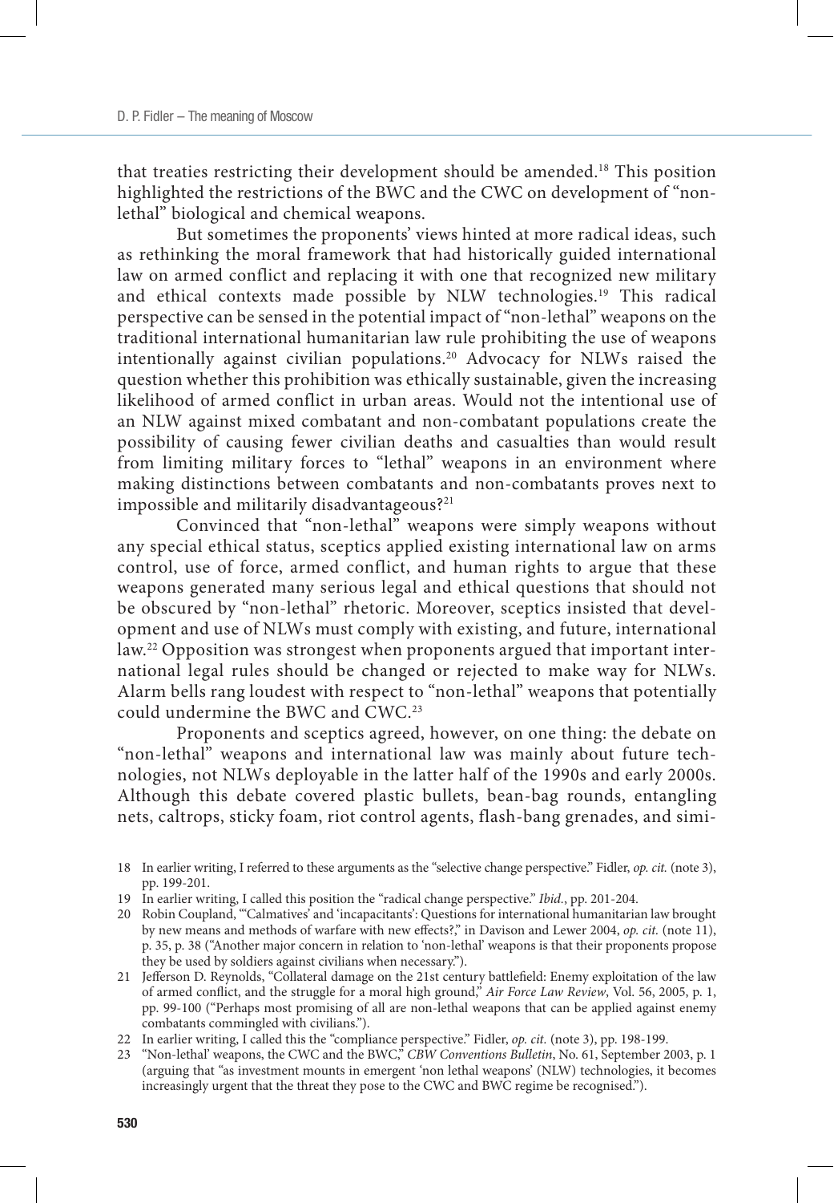that treaties restricting their development should be amended.[18] This position highlighted the restrictions of the BWC and the CWC on development of "non-lethal" biological and chemical weapons.

But sometimes the proponents' views hinted at more radical ideas, such as rethinking the moral framework that had historically guided international law on armed conflict and replacing it with one that recognized new military and ethical contexts made possible by NLW technologies.[19] This radical perspective can be sensed in the potential impact of "non-lethal" weapons on the traditional international humanitarian law rule prohibiting the use of weapons intentionally against civilian populations.[20] Advocacy for NLWs raised the question whether this prohibition was ethically sustainable, given the increasing likelihood of armed conflict in urban areas. Would not the intentional use of an NLW against mixed combatant and non-combatant populations create the possibility of causing fewer civilian deaths and casualties than would result from limiting military forces to "lethal" weapons in an environment where making distinctions between combatants and non-combatants proves next to impossible and militarily disadvantageous?[21]

Convinced that "non-lethal" weapons were simply weapons without any special ethical status, sceptics applied existing international law on arms control, use of force, armed conflict, and human rights to argue that these weapons generated many serious legal and ethical questions that should not be obscured by "non-lethal" rhetoric. Moreover, sceptics insisted that development and use of NLWs must comply with existing, and future, international law.[22] Opposition was strongest when proponents argued that important international legal rules should be changed or rejected to make way for NLWs. Alarm bells rang loudest with respect to "non-lethal" weapons that potentially could undermine the BWC and CWC.[23]

Proponents and sceptics agreed, however, on one thing: the debate on "non-lethal" weapons and international law was mainly about future technologies, not NLWs deployable in the latter half of the 1990s and early 2000s. Although this debate covered plastic bullets, bean-bag rounds, entangling nets, caltrops, sticky foam, riot control agents, flash-bang grenades, and simi-

18 In earlier writing, I referred to these arguments as the "selective change perspective." Fidler, *op. cit.* (note 3), pp. 199-201.

19 In earlier writing, I called this position the "radical change perspective." *Ibid.*, pp. 201-204.

20 Robin Coupland, "'Calmatives' and 'incapacitants': Questions for international humanitarian law brought by new means and methods of warfare with new effects?," in Davison and Lewer 2004, *op. cit.* (note 11), p. 35, p. 38 ("Another major concern in relation to 'non-lethal' weapons is that their proponents propose they be used by soldiers against civilians when necessary.").

21 Jefferson D. Reynolds, "Collateral damage on the 21st century battlefield: Enemy exploitation of the law of armed conflict, and the struggle for a moral high ground," *Air Force Law Review*, Vol. 56, 2005, p. 1, pp. 99-100 ("Perhaps most promising of all are non-lethal weapons that can be applied against enemy combatants commingled with civilians.").

22 In earlier writing, I called this the "compliance perspective." Fidler, *op. cit.* (note 3), pp. 198-199.

23 "'Non-lethal' weapons, the CWC and the BWC," *CBW Conventions Bulletin*, No. 61, September 2003, p. 1 (arguing that "as investment mounts in emergent 'non lethal weapons' (NLW) technologies, it becomes increasingly urgent that the threat they pose to the CWC and BWC regime be recognised.").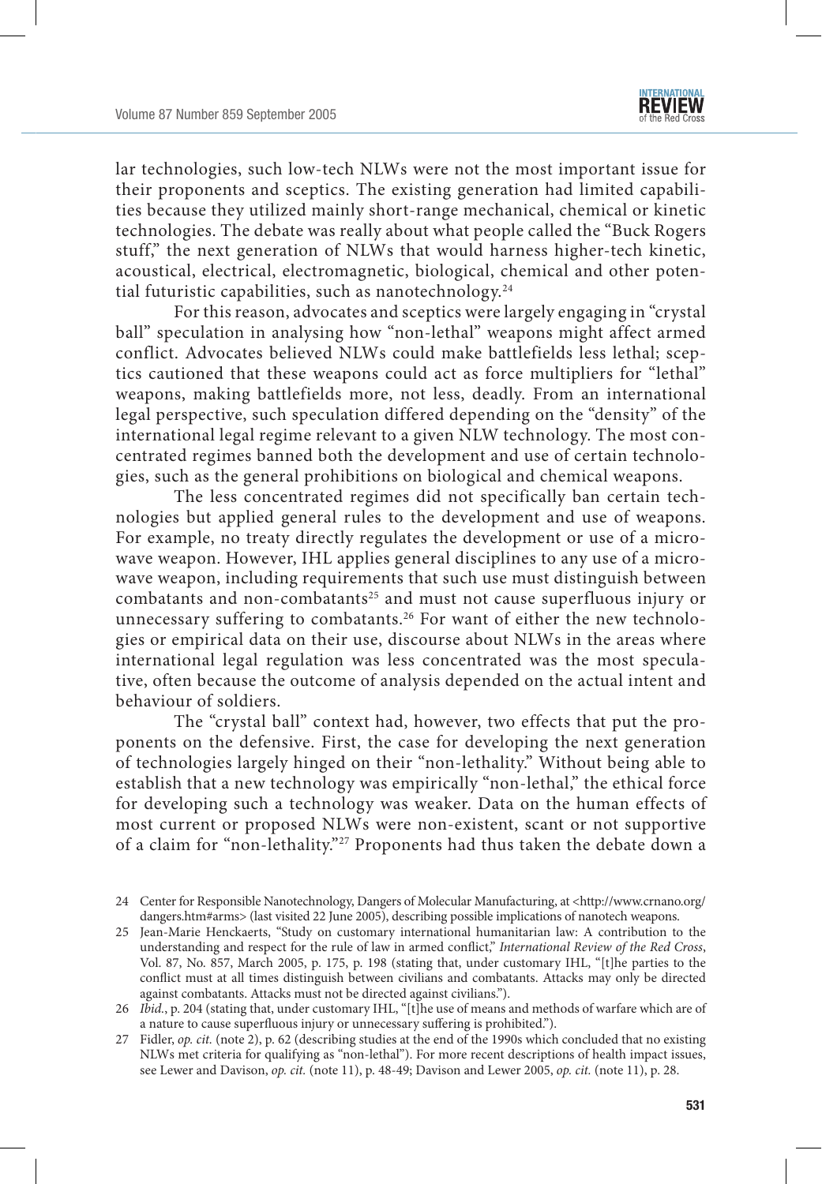lar technologies, such low-tech NLWs were not the most important issue for their proponents and sceptics. The existing generation had limited capabilities because they utilized mainly short-range mechanical, chemical or kinetic technologies. The debate was really about what people called the "Buck Rogers stuff," the next generation of NLWs that would harness higher-tech kinetic, acoustical, electrical, electromagnetic, biological, chemical and other potential futuristic capabilities, such as nanotechnology.[24]

For this reason, advocates and sceptics were largely engaging in "crystal ball" speculation in analysing how "non-lethal" weapons might affect armed conflict. Advocates believed NLWs could make battlefields less lethal; sceptics cautioned that these weapons could act as force multipliers for "lethal" weapons, making battlefields more, not less, deadly. From an international legal perspective, such speculation differed depending on the "density" of the international legal regime relevant to a given NLW technology. The most concentrated regimes banned both the development and use of certain technologies, such as the general prohibitions on biological and chemical weapons.

The less concentrated regimes did not specifically ban certain technologies but applied general rules to the development and use of weapons. For example, no treaty directly regulates the development or use of a microwave weapon. However, IHL applies general disciplines to any use of a microwave weapon, including requirements that such use must distinguish between combatants and non-combatants[25] and must not cause superfluous injury or unnecessary suffering to combatants.[26] For want of either the new technologies or empirical data on their use, discourse about NLWs in the areas where international legal regulation was less concentrated was the most speculative, often because the outcome of analysis depended on the actual intent and behaviour of soldiers.

The "crystal ball" context had, however, two effects that put the proponents on the defensive. First, the case for developing the next generation of technologies largely hinged on their "non-lethality." Without being able to establish that a new technology was empirically "non-lethal," the ethical force for developing such a technology was weaker. Data on the human effects of most current or proposed NLWs were non-existent, scant or not supportive of a claim for "non-lethality."[27] Proponents had thus taken the debate down a

---

24 Center for Responsible Nanotechnology, Dangers of Molecular Manufacturing, at <http://www.crnano.org/dangers.htm#arms> (last visited 22 June 2005), describing possible implications of nanotech weapons.

25 Jean-Marie Henckaerts, "Study on customary international humanitarian law: A contribution to the understanding and respect for the rule of law in armed conflict," *International Review of the Red Cross*, Vol. 87, No. 857, March 2005, p. 175, p. 198 (stating that, under customary IHL, "[t]he parties to the conflict must at all times distinguish between civilians and combatants. Attacks may only be directed against combatants. Attacks must not be directed against civilians.").

26 *Ibid.*, p. 204 (stating that, under customary IHL, "[t]he use of means and methods of warfare which are of a nature to cause superfluous injury or unnecessary suffering is prohibited.").

27 Fidler, *op. cit.* (note 2), p. 62 (describing studies at the end of the 1990s which concluded that no existing NLWs met criteria for qualifying as "non-lethal"). For more recent descriptions of health impact issues, see Lewer and Davison, *op. cit.* (note 11), p. 48-49; Davison and Lewer 2005, *op. cit.* (note 11), p. 28.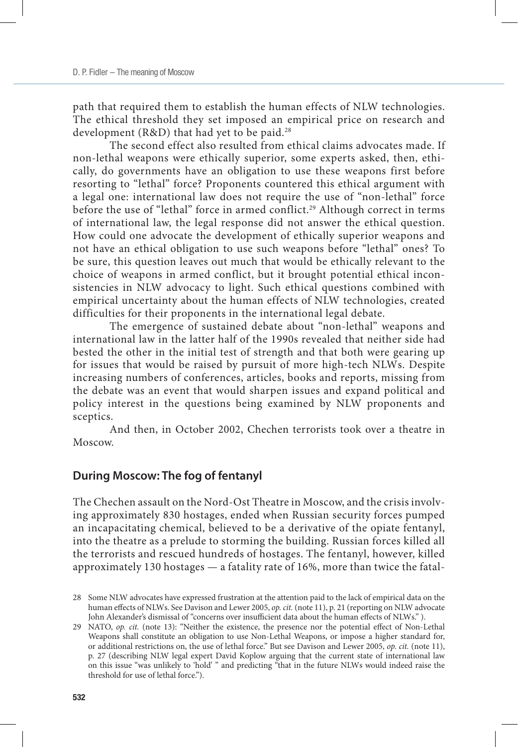path that required them to establish the human effects of NLW technologies. The ethical threshold they set imposed an empirical price on research and development (R&D) that had yet to be paid.[28]

The second effect also resulted from ethical claims advocates made. If non-lethal weapons were ethically superior, some experts asked, then, ethically, do governments have an obligation to use these weapons first before resorting to "lethal" force? Proponents countered this ethical argument with a legal one: international law does not require the use of "non-lethal" force before the use of "lethal" force in armed conflict.[29] Although correct in terms of international law, the legal response did not answer the ethical question. How could one advocate the development of ethically superior weapons and not have an ethical obligation to use such weapons before "lethal" ones? To be sure, this question leaves out much that would be ethically relevant to the choice of weapons in armed conflict, but it brought potential ethical inconsistencies in NLW advocacy to light. Such ethical questions combined with empirical uncertainty about the human effects of NLW technologies, created difficulties for their proponents in the international legal debate.

The emergence of sustained debate about "non-lethal" weapons and international law in the latter half of the 1990s revealed that neither side had bested the other in the initial test of strength and that both were gearing up for issues that would be raised by pursuit of more high-tech NLWs. Despite increasing numbers of conferences, articles, books and reports, missing from the debate was an event that would sharpen issues and expand political and policy interest in the questions being examined by NLW proponents and sceptics.

And then, in October 2002, Chechen terrorists took over a theatre in Moscow.

## During Moscow: The fog of fentanyl

The Chechen assault on the Nord-Ost Theatre in Moscow, and the crisis involving approximately 830 hostages, ended when Russian security forces pumped an incapacitating chemical, believed to be a derivative of the opiate fentanyl, into the theatre as a prelude to storming the building. Russian forces killed all the terrorists and rescued hundreds of hostages. The fentanyl, however, killed approximately 130 hostages — a fatality rate of 16%, more than twice the fatal-

28 Some NLW advocates have expressed frustration at the attention paid to the lack of empirical data on the human effects of NLWs. See Davison and Lewer 2005, *op. cit.* (note 11), p. 21 (reporting on NLW advocate John Alexander's dismissal of "concerns over insufficient data about the human effects of NLWs." ).

29 NATO, *op. cit.* (note 13): "Neither the existence, the presence nor the potential effect of Non-Lethal Weapons shall constitute an obligation to use Non-Lethal Weapons, or impose a higher standard for, or additional restrictions on, the use of lethal force." But see Davison and Lewer 2005, *op. cit.* (note 11), p. 27 (describing NLW legal expert David Koplow arguing that the current state of international law on this issue "was unlikely to 'hold' " and predicting "that in the future NLWs would indeed raise the threshold for use of lethal force.").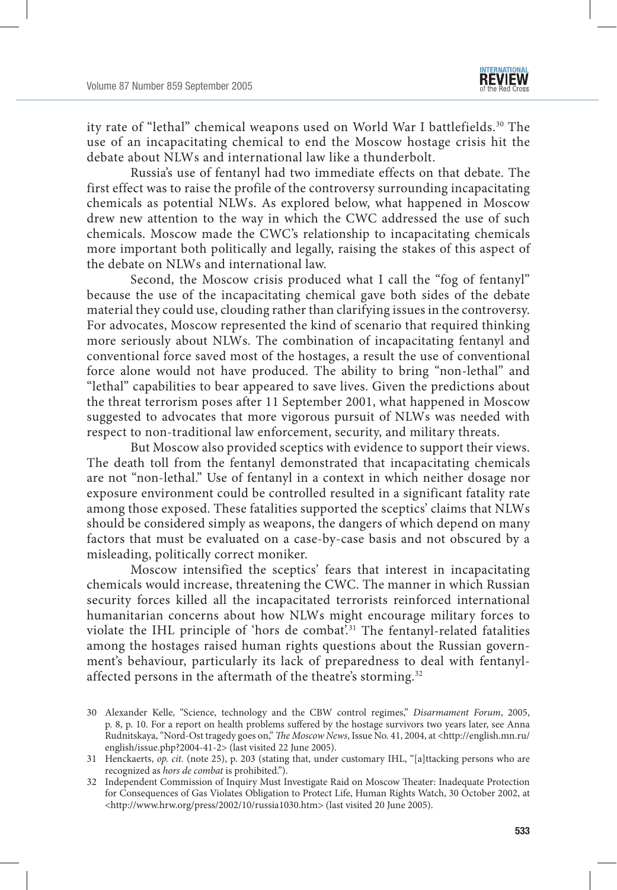ity rate of "lethal" chemical weapons used on World War I battlefields.[30] The use of an incapacitating chemical to end the Moscow hostage crisis hit the debate about NLWs and international law like a thunderbolt.

Russia's use of fentanyl had two immediate effects on that debate. The first effect was to raise the profile of the controversy surrounding incapacitating chemicals as potential NLWs. As explored below, what happened in Moscow drew new attention to the way in which the CWC addressed the use of such chemicals. Moscow made the CWC's relationship to incapacitating chemicals more important both politically and legally, raising the stakes of this aspect of the debate on NLWs and international law.

Second, the Moscow crisis produced what I call the "fog of fentanyl" because the use of the incapacitating chemical gave both sides of the debate material they could use, clouding rather than clarifying issues in the controversy. For advocates, Moscow represented the kind of scenario that required thinking more seriously about NLWs. The combination of incapacitating fentanyl and conventional force saved most of the hostages, a result the use of conventional force alone would not have produced. The ability to bring "non-lethal" and "lethal" capabilities to bear appeared to save lives. Given the predictions about the threat terrorism poses after 11 September 2001, what happened in Moscow suggested to advocates that more vigorous pursuit of NLWs was needed with respect to non-traditional law enforcement, security, and military threats.

But Moscow also provided sceptics with evidence to support their views. The death toll from the fentanyl demonstrated that incapacitating chemicals are not "non-lethal." Use of fentanyl in a context in which neither dosage nor exposure environment could be controlled resulted in a significant fatality rate among those exposed. These fatalities supported the sceptics' claims that NLWs should be considered simply as weapons, the dangers of which depend on many factors that must be evaluated on a case-by-case basis and not obscured by a misleading, politically correct moniker.

Moscow intensified the sceptics' fears that interest in incapacitating chemicals would increase, threatening the CWC. The manner in which Russian security forces killed all the incapacitated terrorists reinforced international humanitarian concerns about how NLWs might encourage military forces to violate the IHL principle of 'hors de combat'.[31] The fentanyl-related fatalities among the hostages raised human rights questions about the Russian government's behaviour, particularly its lack of preparedness to deal with fentanyl-affected persons in the aftermath of the theatre's storming.[32]

---

30 Alexander Kelle, "Science, technology and the CBW control regimes," *Disarmament Forum*, 2005, p. 8, p. 10. For a report on health problems suffered by the hostage survivors two years later, see Anna Rudnitskaya, "Nord-Ost tragedy goes on," *The Moscow News*, Issue No. 41, 2004, at <http://english.mn.ru/english/issue.php?2004-41-2> (last visited 22 June 2005).

31 Henckaerts, *op. cit.* (note 25), p. 203 (stating that, under customary IHL, "[a]ttacking persons who are recognized as *hors de combat* is prohibited.").

32 Independent Commission of Inquiry Must Investigate Raid on Moscow Theater: Inadequate Protection for Consequences of Gas Violates Obligation to Protect Life, Human Rights Watch, 30 October 2002, at <http://www.hrw.org/press/2002/10/russia1030.htm> (last visited 20 June 2005).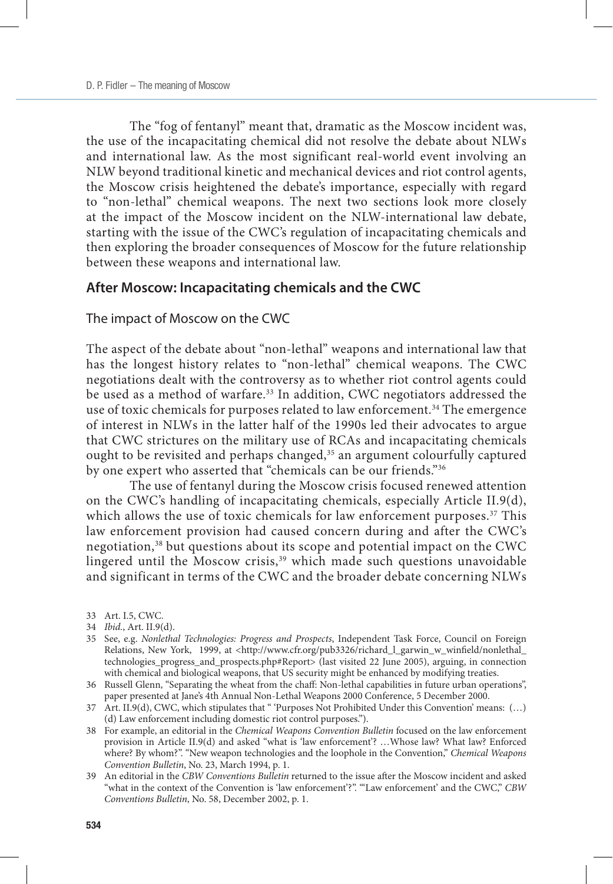The "fog of fentanyl" meant that, dramatic as the Moscow incident was, the use of the incapacitating chemical did not resolve the debate about NLWs and international law. As the most significant real-world event involving an NLW beyond traditional kinetic and mechanical devices and riot control agents, the Moscow crisis heightened the debate's importance, especially with regard to "non-lethal" chemical weapons. The next two sections look more closely at the impact of the Moscow incident on the NLW-international law debate, starting with the issue of the CWC's regulation of incapacitating chemicals and then exploring the broader consequences of Moscow for the future relationship between these weapons and international law.

## After Moscow: Incapacitating chemicals and the CWC

### The impact of Moscow on the CWC

The aspect of the debate about "non-lethal" weapons and international law that has the longest history relates to "non-lethal" chemical weapons. The CWC negotiations dealt with the controversy as to whether riot control agents could be used as a method of warfare.[33] In addition, CWC negotiators addressed the use of toxic chemicals for purposes related to law enforcement.[34] The emergence of interest in NLWs in the latter half of the 1990s led their advocates to argue that CWC strictures on the military use of RCAs and incapacitating chemicals ought to be revisited and perhaps changed,[35] an argument colourfully captured by one expert who asserted that "chemicals can be our friends."[36]

The use of fentanyl during the Moscow crisis focused renewed attention on the CWC's handling of incapacitating chemicals, especially Article II.9(d), which allows the use of toxic chemicals for law enforcement purposes.[37] This law enforcement provision had caused concern during and after the CWC's negotiation,[38] but questions about its scope and potential impact on the CWC lingered until the Moscow crisis,[39] which made such questions unavoidable and significant in terms of the CWC and the broader debate concerning NLWs

33 Art. I.5, CWC.

34 *Ibid.*, Art. II.9(d).

35 See, e.g. *Nonlethal Technologies: Progress and Prospects*, Independent Task Force, Council on Foreign Relations, New York, 1999, at <http://www.cfr.org/pub3326/richard_l_garwin_w_winfield/nonlethal_technologies_progress_and_prospects.php#Report> (last visited 22 June 2005), arguing, in connection with chemical and biological weapons, that US security might be enhanced by modifying treaties.

36 Russell Glenn, "Separating the wheat from the chaff: Non-lethal capabilities in future urban operations", paper presented at Jane's 4th Annual Non-Lethal Weapons 2000 Conference, 5 December 2000.

37 Art. II.9(d), CWC, which stipulates that " 'Purposes Not Prohibited Under this Convention' means: (…) (d) Law enforcement including domestic riot control purposes.").

38 For example, an editorial in the *Chemical Weapons Convention Bulletin* focused on the law enforcement provision in Article II.9(d) and asked "what is 'law enforcement'? …Whose law? What law? Enforced where? By whom?". "New weapon technologies and the loophole in the Convention," *Chemical Weapons Convention Bulletin*, No. 23, March 1994, p. 1.

39 An editorial in the *CBW Conventions Bulletin* returned to the issue after the Moscow incident and asked "what in the context of the Convention is 'law enforcement'?". "'Law enforcement' and the CWC," *CBW Conventions Bulletin*, No. 58, December 2002, p. 1.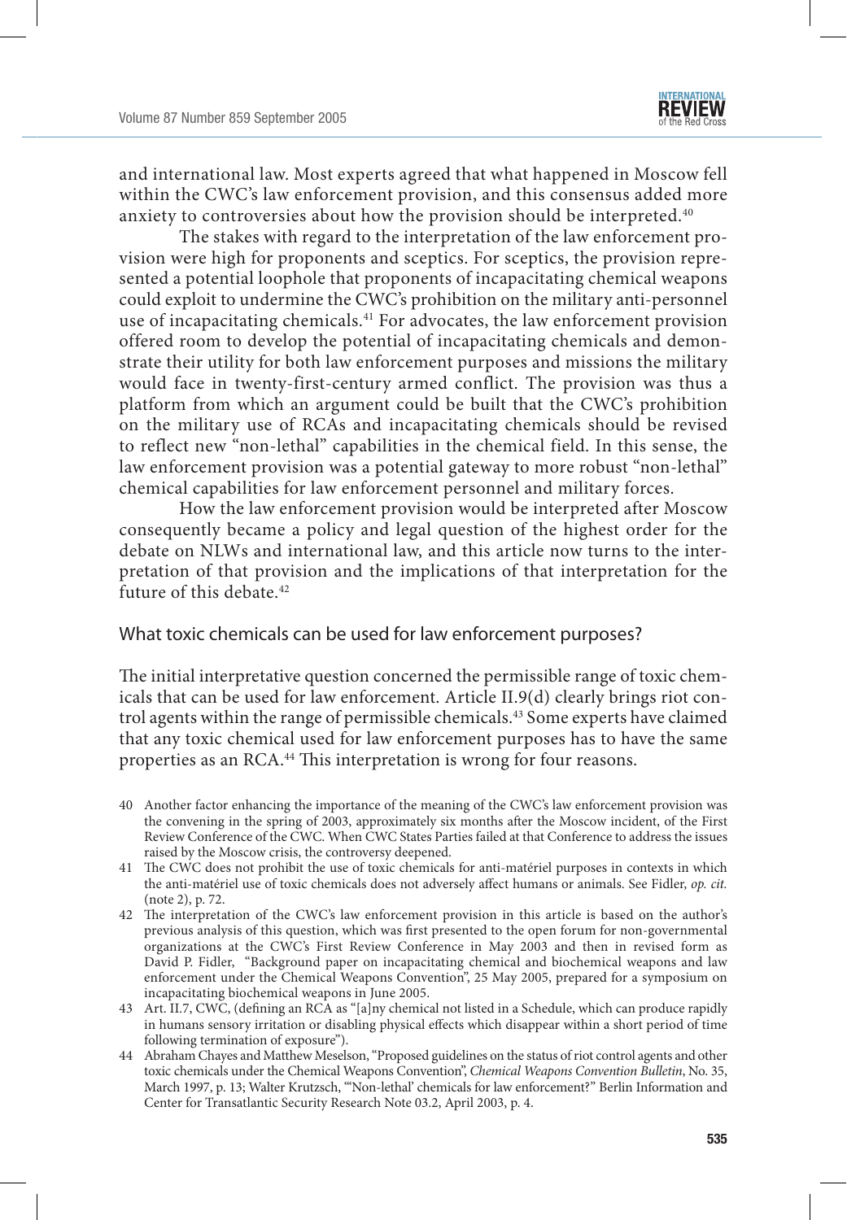and international law. Most experts agreed that what happened in Moscow fell within the CWC's law enforcement provision, and this consensus added more anxiety to controversies about how the provision should be interpreted.[40]

The stakes with regard to the interpretation of the law enforcement provision were high for proponents and sceptics. For sceptics, the provision represented a potential loophole that proponents of incapacitating chemical weapons could exploit to undermine the CWC's prohibition on the military anti-personnel use of incapacitating chemicals.[41] For advocates, the law enforcement provision offered room to develop the potential of incapacitating chemicals and demonstrate their utility for both law enforcement purposes and missions the military would face in twenty-first-century armed conflict. The provision was thus a platform from which an argument could be built that the CWC's prohibition on the military use of RCAs and incapacitating chemicals should be revised to reflect new "non-lethal" capabilities in the chemical field. In this sense, the law enforcement provision was a potential gateway to more robust "non-lethal" chemical capabilities for law enforcement personnel and military forces.

How the law enforcement provision would be interpreted after Moscow consequently became a policy and legal question of the highest order for the debate on NLWs and international law, and this article now turns to the interpretation of that provision and the implications of that interpretation for the future of this debate.[42]

## What toxic chemicals can be used for law enforcement purposes?

The initial interpretative question concerned the permissible range of toxic chemicals that can be used for law enforcement. Article II.9(d) clearly brings riot control agents within the range of permissible chemicals.[43] Some experts have claimed that any toxic chemical used for law enforcement purposes has to have the same properties as an RCA.[44] This interpretation is wrong for four reasons.

---

40 Another factor enhancing the importance of the meaning of the CWC's law enforcement provision was the convening in the spring of 2003, approximately six months after the Moscow incident, of the First Review Conference of the CWC. When CWC States Parties failed at that Conference to address the issues raised by the Moscow crisis, the controversy deepened.

41 The CWC does not prohibit the use of toxic chemicals for anti-matériel purposes in contexts in which the anti-matériel use of toxic chemicals does not adversely affect humans or animals. See Fidler, *op. cit.* (note 2), p. 72.

42 The interpretation of the CWC's law enforcement provision in this article is based on the author's previous analysis of this question, which was first presented to the open forum for non-governmental organizations at the CWC's First Review Conference in May 2003 and then in revised form as David P. Fidler, "Background paper on incapacitating chemical and biochemical weapons and law enforcement under the Chemical Weapons Convention", 25 May 2005, prepared for a symposium on incapacitating biochemical weapons in June 2005.

43 Art. II.7, CWC, (defining an RCA as "[a]ny chemical not listed in a Schedule, which can produce rapidly in humans sensory irritation or disabling physical effects which disappear within a short period of time following termination of exposure").

44 Abraham Chayes and Matthew Meselson, "Proposed guidelines on the status of riot control agents and other toxic chemicals under the Chemical Weapons Convention", *Chemical Weapons Convention Bulletin*, No. 35, March 1997, p. 13; Walter Krutzsch, "'Non-lethal' chemicals for law enforcement?" Berlin Information and Center for Transatlantic Security Research Note 03.2, April 2003, p. 4.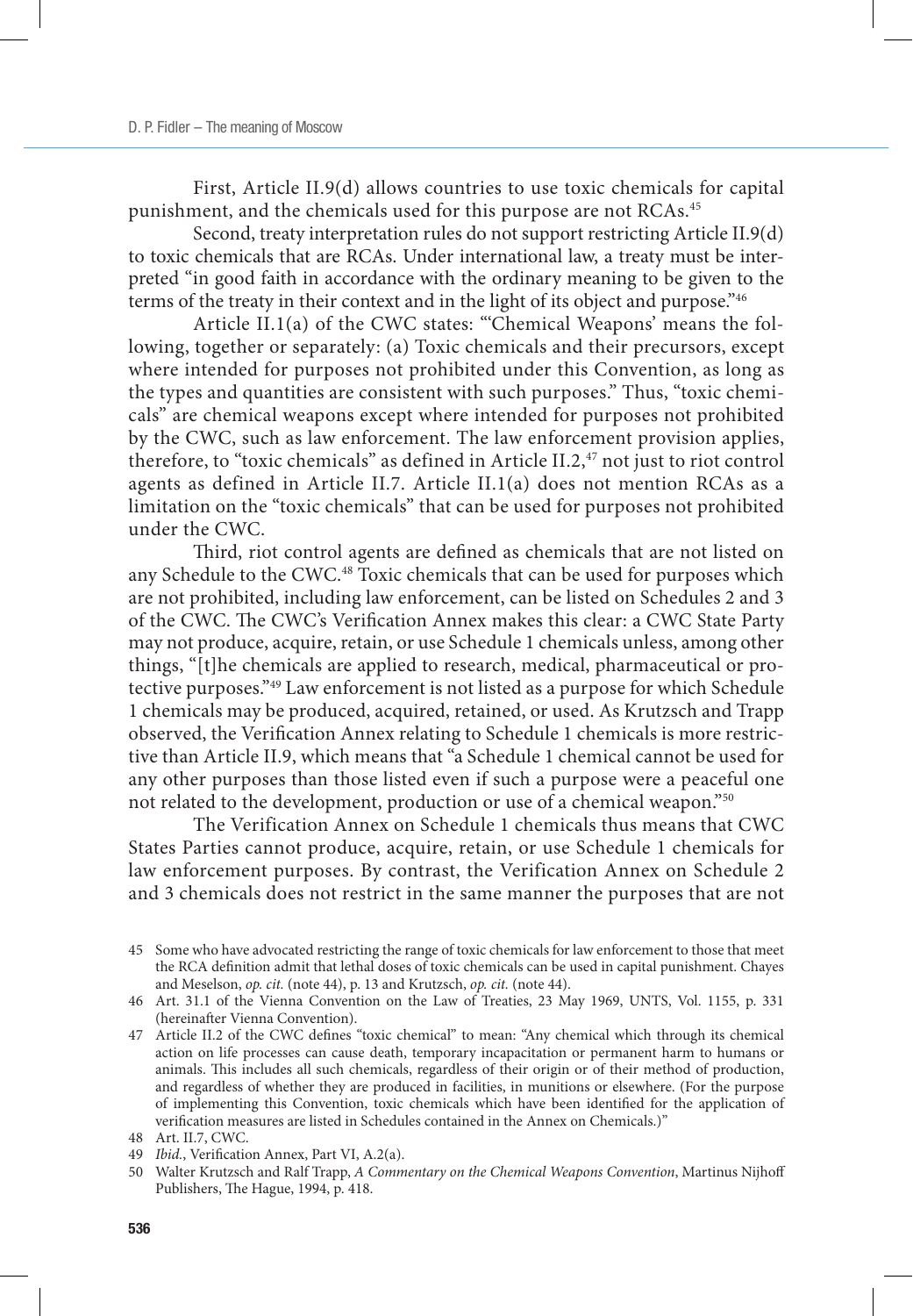First, Article II.9(d) allows countries to use toxic chemicals for capital punishment, and the chemicals used for this purpose are not RCAs.[45]

Second, treaty interpretation rules do not support restricting Article II.9(d) to toxic chemicals that are RCAs. Under international law, a treaty must be interpreted "in good faith in accordance with the ordinary meaning to be given to the terms of the treaty in their context and in the light of its object and purpose."[46]

Article II.1(a) of the CWC states: "'Chemical Weapons' means the following, together or separately: (a) Toxic chemicals and their precursors, except where intended for purposes not prohibited under this Convention, as long as the types and quantities are consistent with such purposes." Thus, "toxic chemicals" are chemical weapons except where intended for purposes not prohibited by the CWC, such as law enforcement. The law enforcement provision applies, therefore, to "toxic chemicals" as defined in Article II.2,[47] not just to riot control agents as defined in Article II.7. Article II.1(a) does not mention RCAs as a limitation on the "toxic chemicals" that can be used for purposes not prohibited under the CWC.

Third, riot control agents are defined as chemicals that are not listed on any Schedule to the CWC.[48] Toxic chemicals that can be used for purposes which are not prohibited, including law enforcement, can be listed on Schedules 2 and 3 of the CWC. The CWC's Verification Annex makes this clear: a CWC State Party may not produce, acquire, retain, or use Schedule 1 chemicals unless, among other things, "[t]he chemicals are applied to research, medical, pharmaceutical or protective purposes."[49] Law enforcement is not listed as a purpose for which Schedule 1 chemicals may be produced, acquired, retained, or used. As Krutzsch and Trapp observed, the Verification Annex relating to Schedule 1 chemicals is more restrictive than Article II.9, which means that "a Schedule 1 chemical cannot be used for any other purposes than those listed even if such a purpose were a peaceful one not related to the development, production or use of a chemical weapon."[50]

The Verification Annex on Schedule 1 chemicals thus means that CWC States Parties cannot produce, acquire, retain, or use Schedule 1 chemicals for law enforcement purposes. By contrast, the Verification Annex on Schedule 2 and 3 chemicals does not restrict in the same manner the purposes that are not

45 Some who have advocated restricting the range of toxic chemicals for law enforcement to those that meet the RCA definition admit that lethal doses of toxic chemicals can be used in capital punishment. Chayes and Meselson, *op. cit.* (note 44), p. 13 and Krutzsch, *op. cit.* (note 44).

46 Art. 31.1 of the Vienna Convention on the Law of Treaties, 23 May 1969, UNTS, Vol. 1155, p. 331 (hereinafter Vienna Convention).

47 Article II.2 of the CWC defines "toxic chemical" to mean: "Any chemical which through its chemical action on life processes can cause death, temporary incapacitation or permanent harm to humans or animals. This includes all such chemicals, regardless of their origin or of their method of production, and regardless of whether they are produced in facilities, in munitions or elsewhere. (For the purpose of implementing this Convention, toxic chemicals which have been identified for the application of verification measures are listed in Schedules contained in the Annex on Chemicals.)"

48 Art. II.7, CWC.

49 *Ibid.*, Verification Annex, Part VI, A.2(a).

50 Walter Krutzsch and Ralf Trapp, *A Commentary on the Chemical Weapons Convention*, Martinus Nijhoff Publishers, The Hague, 1994, p. 418.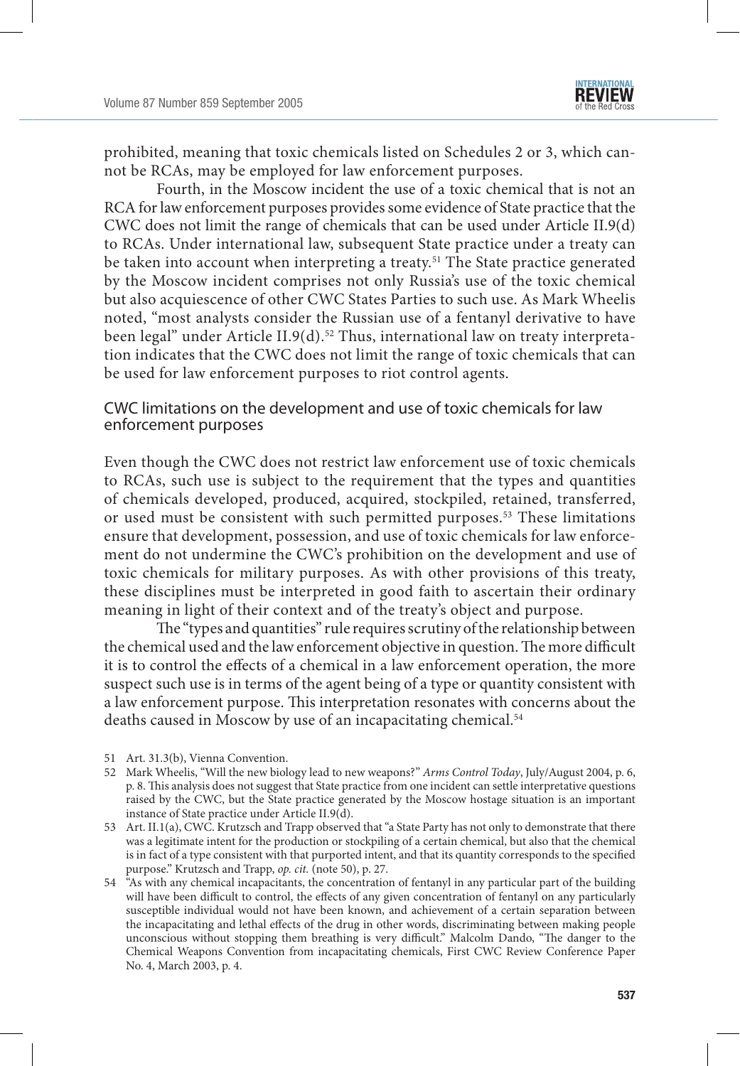prohibited, meaning that toxic chemicals listed on Schedules 2 or 3, which cannot be RCAs, may be employed for law enforcement purposes.

Fourth, in the Moscow incident the use of a toxic chemical that is not an RCA for law enforcement purposes provides some evidence of State practice that the CWC does not limit the range of chemicals that can be used under Article II.9(d) to RCAs. Under international law, subsequent State practice under a treaty can be taken into account when interpreting a treaty.[51] The State practice generated by the Moscow incident comprises not only Russia's use of the toxic chemical but also acquiescence of other CWC States Parties to such use. As Mark Wheelis noted, "most analysts consider the Russian use of a fentanyl derivative to have been legal" under Article II.9(d).[52] Thus, international law on treaty interpretation indicates that the CWC does not limit the range of toxic chemicals that can be used for law enforcement purposes to riot control agents.

## CWC limitations on the development and use of toxic chemicals for law enforcement purposes

Even though the CWC does not restrict law enforcement use of toxic chemicals to RCAs, such use is subject to the requirement that the types and quantities of chemicals developed, produced, acquired, stockpiled, retained, transferred, or used must be consistent with such permitted purposes.[53] These limitations ensure that development, possession, and use of toxic chemicals for law enforcement do not undermine the CWC's prohibition on the development and use of toxic chemicals for military purposes. As with other provisions of this treaty, these disciplines must be interpreted in good faith to ascertain their ordinary meaning in light of their context and of the treaty's object and purpose.

The "types and quantities" rule requires scrutiny of the relationship between the chemical used and the law enforcement objective in question. The more difficult it is to control the effects of a chemical in a law enforcement operation, the more suspect such use is in terms of the agent being of a type or quantity consistent with a law enforcement purpose. This interpretation resonates with concerns about the deaths caused in Moscow by use of an incapacitating chemical.[54]

51 Art. 31.3(b), Vienna Convention.

52 Mark Wheelis, "Will the new biology lead to new weapons?" *Arms Control Today*, July/August 2004, p. 6, p. 8. This analysis does not suggest that State practice from one incident can settle interpretative questions raised by the CWC, but the State practice generated by the Moscow hostage situation is an important instance of State practice under Article II.9(d).

53 Art. II.1(a), CWC. Krutzsch and Trapp observed that "a State Party has not only to demonstrate that there was a legitimate intent for the production or stockpiling of a certain chemical, but also that the chemical is in fact of a type consistent with that purported intent, and that its quantity corresponds to the specified purpose." Krutzsch and Trapp, *op. cit.* (note 50), p. 27.

54 "As with any chemical incapacitants, the concentration of fentanyl in any particular part of the building will have been difficult to control, the effects of any given concentration of fentanyl on any particularly susceptible individual would not have been known, and achievement of a certain separation between the incapacitating and lethal effects of the drug in other words, discriminating between making people unconscious without stopping them breathing is very difficult." Malcolm Dando, "The danger to the Chemical Weapons Convention from incapacitating chemicals, First CWC Review Conference Paper No. 4, March 2003, p. 4.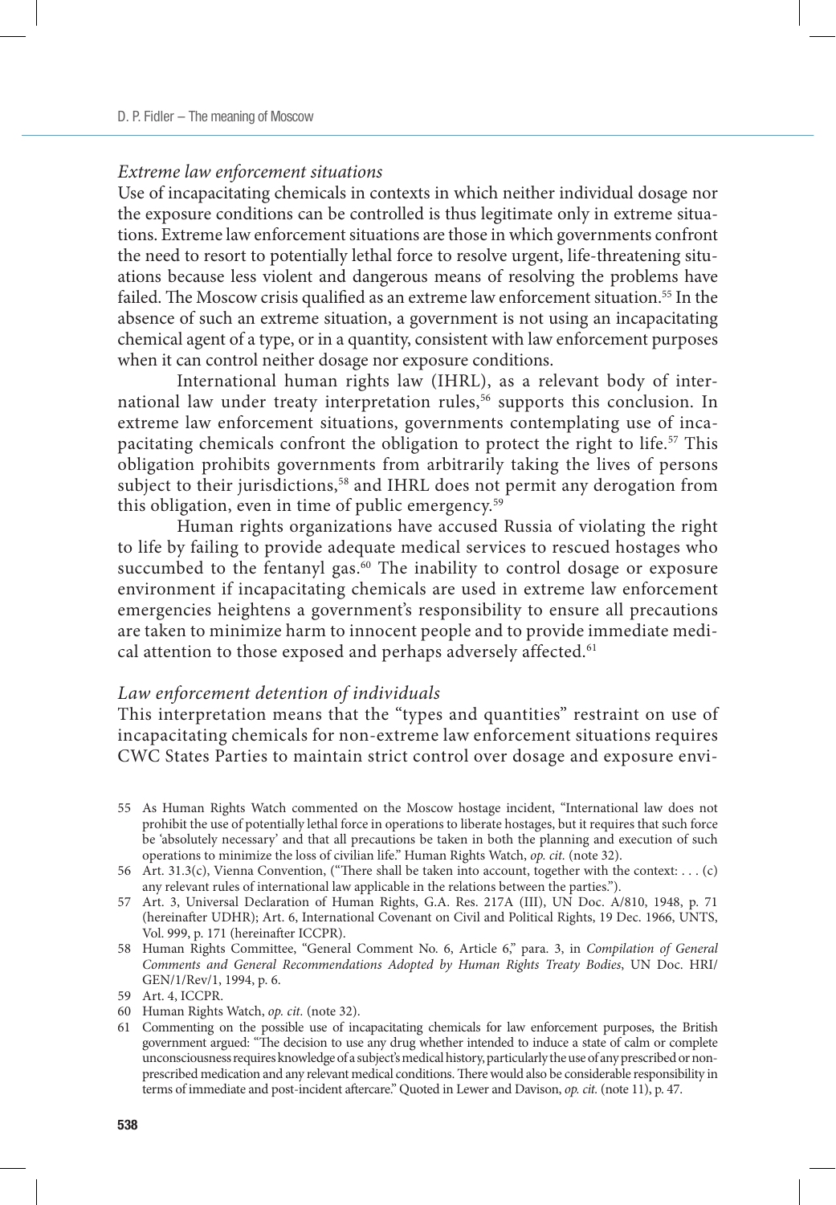### *Extreme law enforcement situations*

Use of incapacitating chemicals in contexts in which neither individual dosage nor the exposure conditions can be controlled is thus legitimate only in extreme situations. Extreme law enforcement situations are those in which governments confront the need to resort to potentially lethal force to resolve urgent, life-threatening situations because less violent and dangerous means of resolving the problems have failed. The Moscow crisis qualified as an extreme law enforcement situation.[55] In the absence of such an extreme situation, a government is not using an incapacitating chemical agent of a type, or in a quantity, consistent with law enforcement purposes when it can control neither dosage nor exposure conditions.

International human rights law (IHRL), as a relevant body of international law under treaty interpretation rules,[56] supports this conclusion. In extreme law enforcement situations, governments contemplating use of incapacitating chemicals confront the obligation to protect the right to life.[57] This obligation prohibits governments from arbitrarily taking the lives of persons subject to their jurisdictions,[58] and IHRL does not permit any derogation from this obligation, even in time of public emergency.[59]

Human rights organizations have accused Russia of violating the right to life by failing to provide adequate medical services to rescued hostages who succumbed to the fentanyl gas.[60] The inability to control dosage or exposure environment if incapacitating chemicals are used in extreme law enforcement emergencies heightens a government's responsibility to ensure all precautions are taken to minimize harm to innocent people and to provide immediate medical attention to those exposed and perhaps adversely affected.[61]

### *Law enforcement detention of individuals*

This interpretation means that the "types and quantities" restraint on use of incapacitating chemicals for non-extreme law enforcement situations requires CWC States Parties to maintain strict control over dosage and exposure envi-

---

55 As Human Rights Watch commented on the Moscow hostage incident, "International law does not prohibit the use of potentially lethal force in operations to liberate hostages, but it requires that such force be 'absolutely necessary' and that all precautions be taken in both the planning and execution of such operations to minimize the loss of civilian life." Human Rights Watch, *op. cit.* (note 32).

56 Art. 31.3(c), Vienna Convention, ("There shall be taken into account, together with the context: . . . (c) any relevant rules of international law applicable in the relations between the parties.").

57 Art. 3, Universal Declaration of Human Rights, G.A. Res. 217A (III), UN Doc. A/810, 1948, p. 71 (hereinafter UDHR); Art. 6, International Covenant on Civil and Political Rights, 19 Dec. 1966, UNTS, Vol. 999, p. 171 (hereinafter ICCPR).

58 Human Rights Committee, "General Comment No. 6, Article 6," para. 3, in *Compilation of General Comments and General Recommendations Adopted by Human Rights Treaty Bodies*, UN Doc. HRI/GEN/1/Rev/1, 1994, p. 6.

59 Art. 4, ICCPR.

60 Human Rights Watch, *op. cit.* (note 32).

61 Commenting on the possible use of incapacitating chemicals for law enforcement purposes, the British government argued: "The decision to use any drug whether intended to induce a state of calm or complete unconsciousness requires knowledge of a subject's medical history, particularly the use of any prescribed or non-prescribed medication and any relevant medical conditions. There would also be considerable responsibility in terms of immediate and post-incident aftercare." Quoted in Lewer and Davison, *op. cit.* (note 11), p. 47.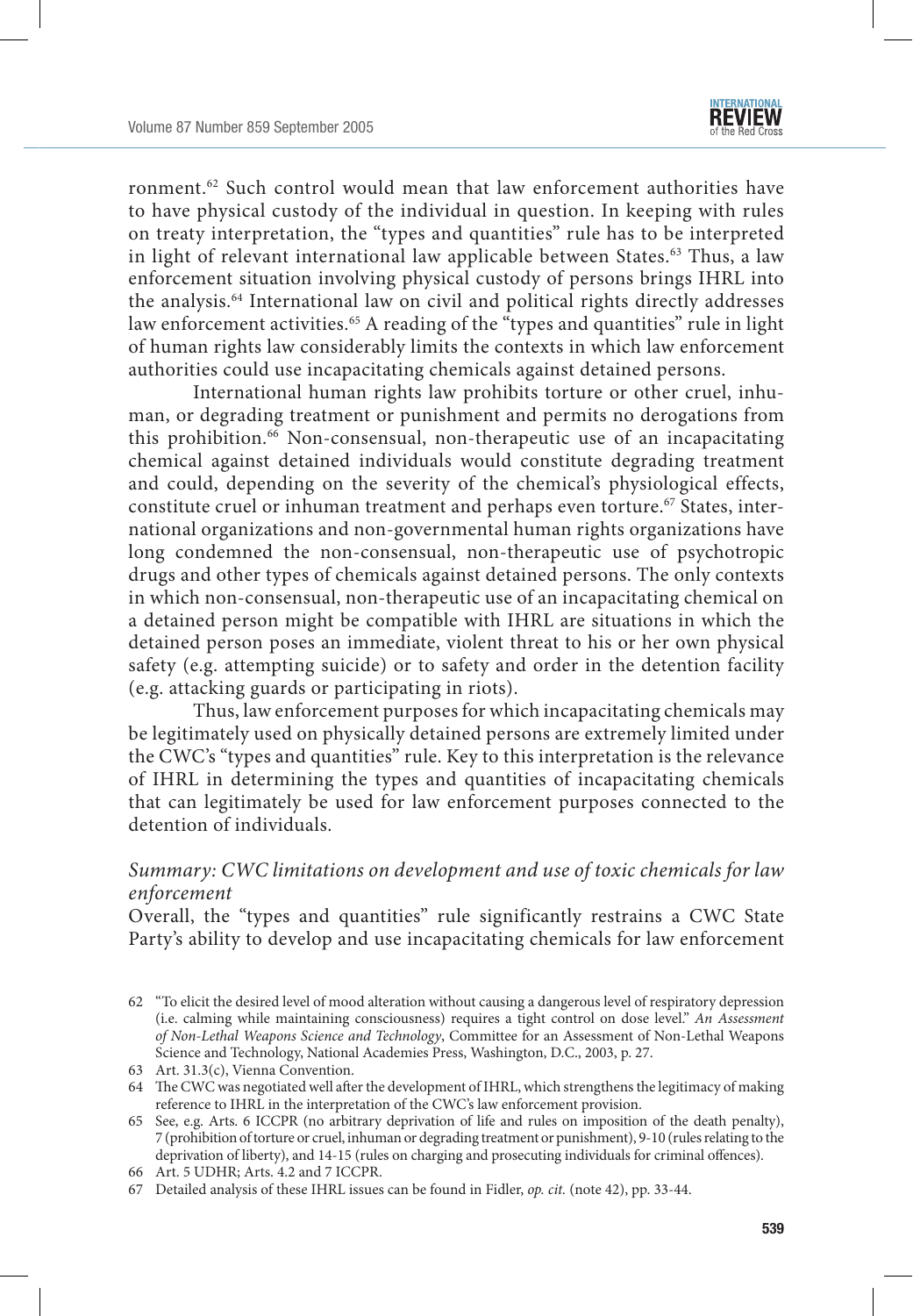ronment.[62] Such control would mean that law enforcement authorities have to have physical custody of the individual in question. In keeping with rules on treaty interpretation, the "types and quantities" rule has to be interpreted in light of relevant international law applicable between States.[63] Thus, a law enforcement situation involving physical custody of persons brings IHRL into the analysis.[64] International law on civil and political rights directly addresses law enforcement activities.[65] A reading of the "types and quantities" rule in light of human rights law considerably limits the contexts in which law enforcement authorities could use incapacitating chemicals against detained persons.

International human rights law prohibits torture or other cruel, inhuman, or degrading treatment or punishment and permits no derogations from this prohibition.[66] Non-consensual, non-therapeutic use of an incapacitating chemical against detained individuals would constitute degrading treatment and could, depending on the severity of the chemical's physiological effects, constitute cruel or inhuman treatment and perhaps even torture.[67] States, international organizations and non-governmental human rights organizations have long condemned the non-consensual, non-therapeutic use of psychotropic drugs and other types of chemicals against detained persons. The only contexts in which non-consensual, non-therapeutic use of an incapacitating chemical on a detained person might be compatible with IHRL are situations in which the detained person poses an immediate, violent threat to his or her own physical safety (e.g. attempting suicide) or to safety and order in the detention facility (e.g. attacking guards or participating in riots).

Thus, law enforcement purposes for which incapacitating chemicals may be legitimately used on physically detained persons are extremely limited under the CWC's "types and quantities" rule. Key to this interpretation is the relevance of IHRL in determining the types and quantities of incapacitating chemicals that can legitimately be used for law enforcement purposes connected to the detention of individuals.

*Summary: CWC limitations on development and use of toxic chemicals for law enforcement*

Overall, the "types and quantities" rule significantly restrains a CWC State Party's ability to develop and use incapacitating chemicals for law enforcement

62 "To elicit the desired level of mood alteration without causing a dangerous level of respiratory depression (i.e. calming while maintaining consciousness) requires a tight control on dose level." *An Assessment of Non-Lethal Weapons Science and Technology*, Committee for an Assessment of Non-Lethal Weapons Science and Technology, National Academies Press, Washington, D.C., 2003, p. 27.

63 Art. 31.3(c), Vienna Convention.

64 The CWC was negotiated well after the development of IHRL, which strengthens the legitimacy of making reference to IHRL in the interpretation of the CWC's law enforcement provision.

65 See, e.g. Arts. 6 ICCPR (no arbitrary deprivation of life and rules on imposition of the death penalty), 7 (prohibition of torture or cruel, inhuman or degrading treatment or punishment), 9-10 (rules relating to the deprivation of liberty), and 14-15 (rules on charging and prosecuting individuals for criminal offences).

66 Art. 5 UDHR; Arts. 4.2 and 7 ICCPR.

67 Detailed analysis of these IHRL issues can be found in Fidler, *op. cit.* (note 42), pp. 33-44.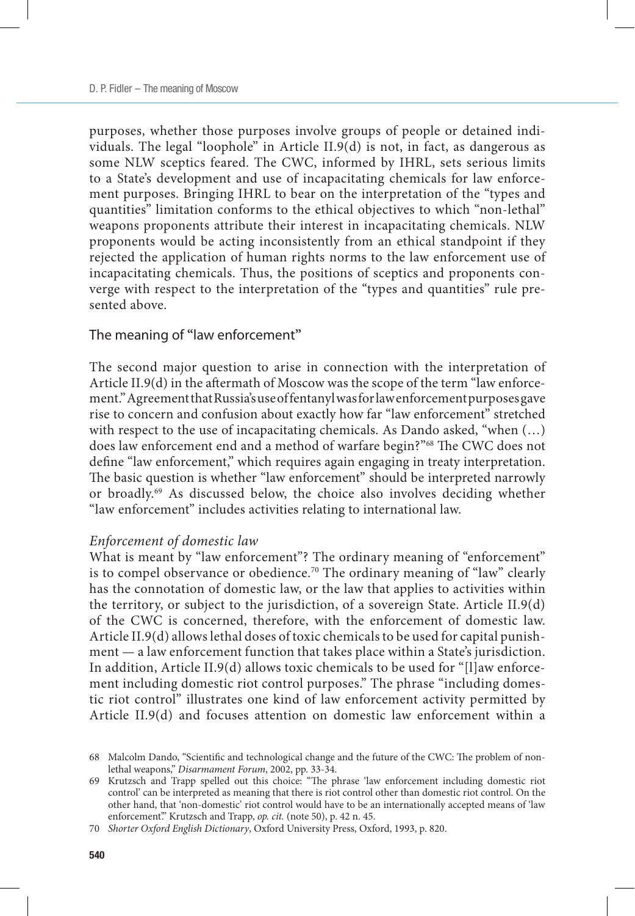purposes, whether those purposes involve groups of people or detained individuals. The legal "loophole" in Article II.9(d) is not, in fact, as dangerous as some NLW sceptics feared. The CWC, informed by IHRL, sets serious limits to a State's development and use of incapacitating chemicals for law enforcement purposes. Bringing IHRL to bear on the interpretation of the "types and quantities" limitation conforms to the ethical objectives to which "non-lethal" weapons proponents attribute their interest in incapacitating chemicals. NLW proponents would be acting inconsistently from an ethical standpoint if they rejected the application of human rights norms to the law enforcement use of incapacitating chemicals. Thus, the positions of sceptics and proponents converge with respect to the interpretation of the "types and quantities" rule presented above.

## The meaning of "law enforcement"

The second major question to arise in connection with the interpretation of Article II.9(d) in the aftermath of Moscow was the scope of the term "law enforcement." Agreement that Russia's use of fentanyl was for law enforcement purposes gave rise to concern and confusion about exactly how far "law enforcement" stretched with respect to the use of incapacitating chemicals. As Dando asked, "when (…) does law enforcement end and a method of warfare begin?"[68] The CWC does not define "law enforcement," which requires again engaging in treaty interpretation. The basic question is whether "law enforcement" should be interpreted narrowly or broadly.[69] As discussed below, the choice also involves deciding whether "law enforcement" includes activities relating to international law.

### *Enforcement of domestic law*

What is meant by "law enforcement"? The ordinary meaning of "enforcement" is to compel observance or obedience.[70] The ordinary meaning of "law" clearly has the connotation of domestic law, or the law that applies to activities within the territory, or subject to the jurisdiction, of a sovereign State. Article II.9(d) of the CWC is concerned, therefore, with the enforcement of domestic law. Article II.9(d) allows lethal doses of toxic chemicals to be used for capital punishment — a law enforcement function that takes place within a State's jurisdiction. In addition, Article II.9(d) allows toxic chemicals to be used for "[l]aw enforcement including domestic riot control purposes." The phrase "including domestic riot control" illustrates one kind of law enforcement activity permitted by Article II.9(d) and focuses attention on domestic law enforcement within a

68 Malcolm Dando, "Scientific and technological change and the future of the CWC: The problem of non-lethal weapons," *Disarmament Forum*, 2002, pp. 33-34.

69 Krutzsch and Trapp spelled out this choice: "The phrase 'law enforcement including domestic riot control' can be interpreted as meaning that there is riot control other than domestic riot control. On the other hand, that 'non-domestic' riot control would have to be an internationally accepted means of 'law enforcement'." Krutzsch and Trapp, *op. cit.* (note 50), p. 42 n. 45.

70 *Shorter Oxford English Dictionary*, Oxford University Press, Oxford, 1993, p. 820.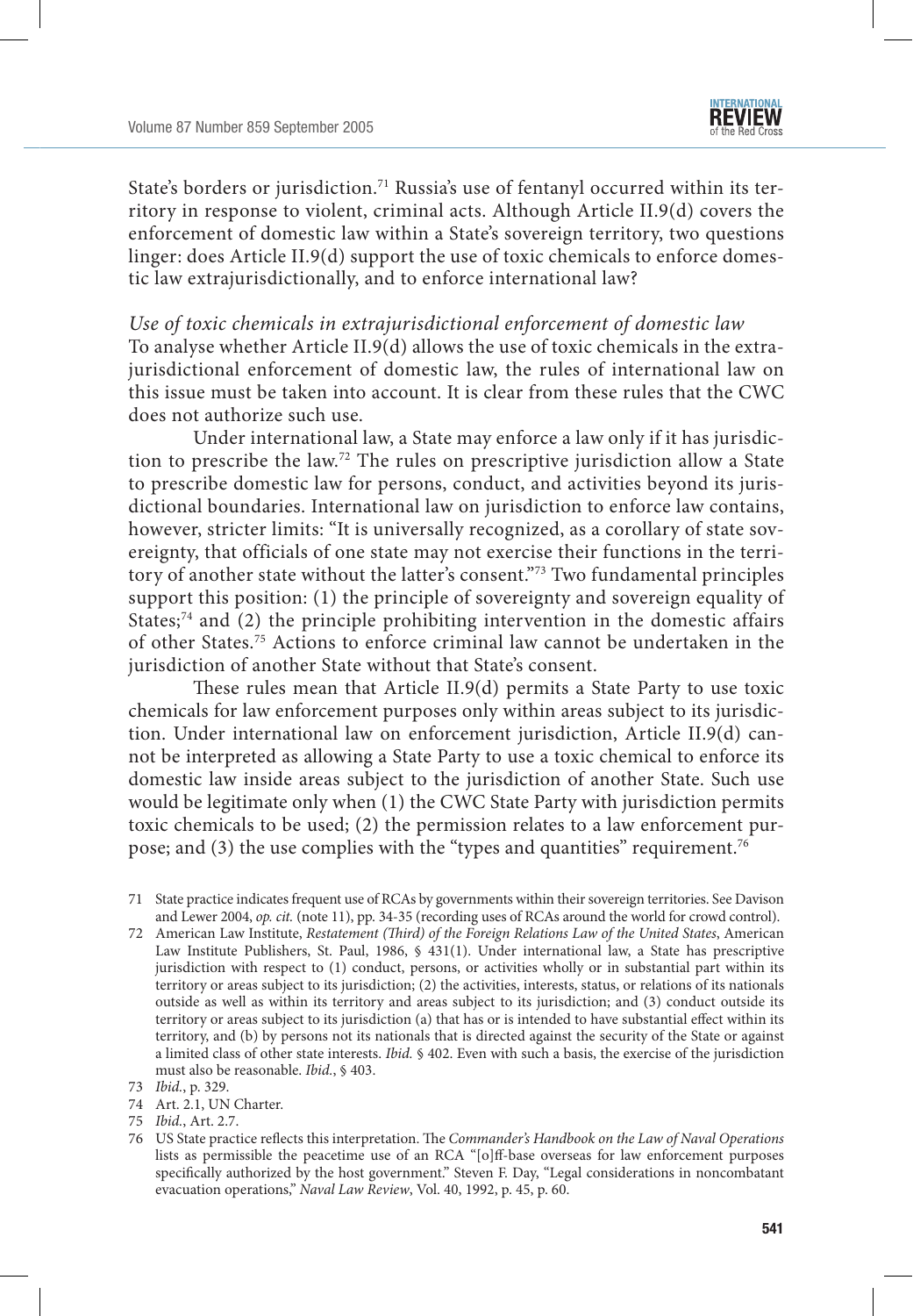State's borders or jurisdiction.[71] Russia's use of fentanyl occurred within its territory in response to violent, criminal acts. Although Article II.9(d) covers the enforcement of domestic law within a State's sovereign territory, two questions linger: does Article II.9(d) support the use of toxic chemicals to enforce domestic law extrajurisdictionally, and to enforce international law?

*Use of toxic chemicals in extrajurisdictional enforcement of domestic law*

To analyse whether Article II.9(d) allows the use of toxic chemicals in the extrajurisdictional enforcement of domestic law, the rules of international law on this issue must be taken into account. It is clear from these rules that the CWC does not authorize such use.

Under international law, a State may enforce a law only if it has jurisdiction to prescribe the law.[72] The rules on prescriptive jurisdiction allow a State to prescribe domestic law for persons, conduct, and activities beyond its jurisdictional boundaries. International law on jurisdiction to enforce law contains, however, stricter limits: "It is universally recognized, as a corollary of state sovereignty, that officials of one state may not exercise their functions in the territory of another state without the latter's consent."[73] Two fundamental principles support this position: (1) the principle of sovereignty and sovereign equality of States;[74] and (2) the principle prohibiting intervention in the domestic affairs of other States.[75] Actions to enforce criminal law cannot be undertaken in the jurisdiction of another State without that State's consent.

These rules mean that Article II.9(d) permits a State Party to use toxic chemicals for law enforcement purposes only within areas subject to its jurisdiction. Under international law on enforcement jurisdiction, Article II.9(d) cannot be interpreted as allowing a State Party to use a toxic chemical to enforce its domestic law inside areas subject to the jurisdiction of another State. Such use would be legitimate only when (1) the CWC State Party with jurisdiction permits toxic chemicals to be used; (2) the permission relates to a law enforcement purpose; and (3) the use complies with the "types and quantities" requirement.[76]

71 State practice indicates frequent use of RCAs by governments within their sovereign territories. See Davison and Lewer 2004, *op. cit.* (note 11), pp. 34-35 (recording uses of RCAs around the world for crowd control).

72 American Law Institute, *Restatement (Third) of the Foreign Relations Law of the United States*, American Law Institute Publishers, St. Paul, 1986, § 431(1). Under international law, a State has prescriptive jurisdiction with respect to (1) conduct, persons, or activities wholly or in substantial part within its territory or areas subject to its jurisdiction; (2) the activities, interests, status, or relations of its nationals outside as well as within its territory and areas subject to its jurisdiction; and (3) conduct outside its territory or areas subject to its jurisdiction (a) that has or is intended to have substantial effect within its territory, and (b) by persons not its nationals that is directed against the security of the State or against a limited class of other state interests. *Ibid.* § 402. Even with such a basis, the exercise of the jurisdiction must also be reasonable. *Ibid.*, § 403.

73 *Ibid.*, p. 329.

74 Art. 2.1, UN Charter.

75 *Ibid.*, Art. 2.7.

76 US State practice reflects this interpretation. The *Commander's Handbook on the Law of Naval Operations* lists as permissible the peacetime use of an RCA "[o]ff-base overseas for law enforcement purposes specifically authorized by the host government." Steven F. Day, "Legal considerations in noncombatant evacuation operations," *Naval Law Review*, Vol. 40, 1992, p. 45, p. 60.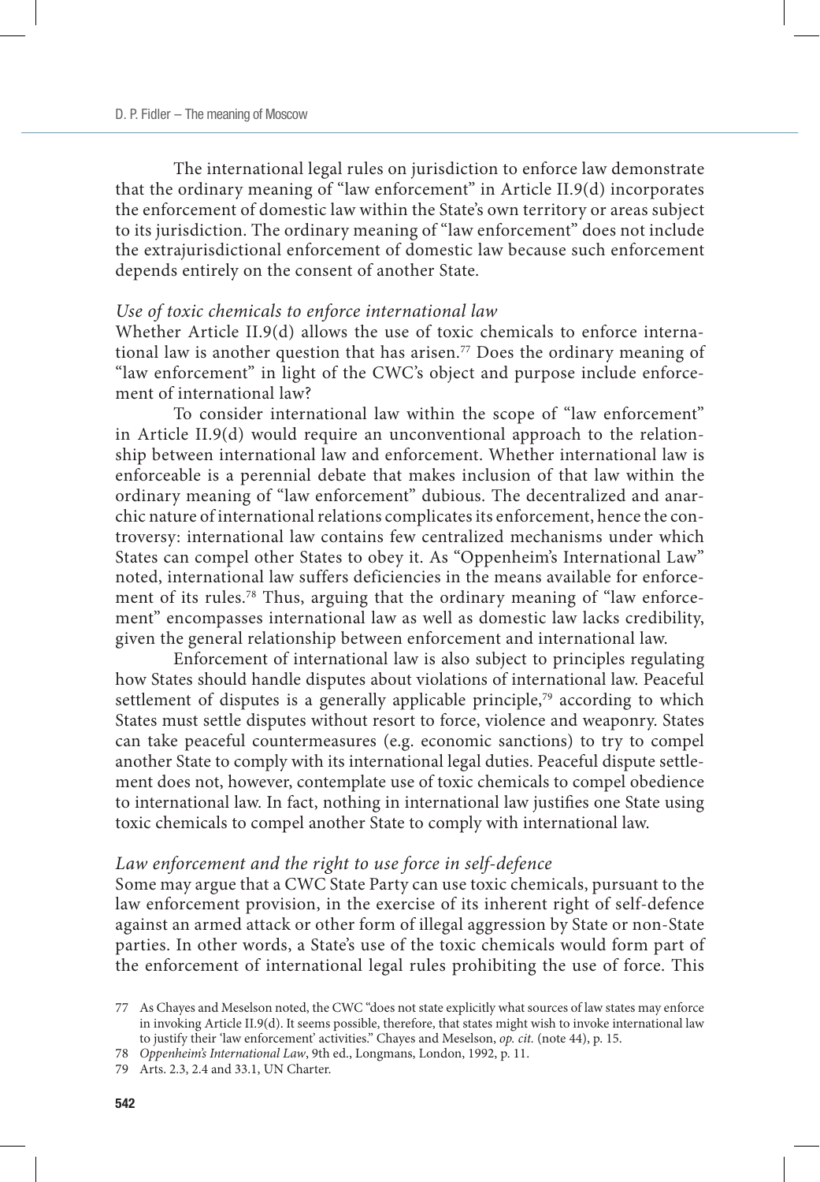The international legal rules on jurisdiction to enforce law demonstrate that the ordinary meaning of "law enforcement" in Article II.9(d) incorporates the enforcement of domestic law within the State's own territory or areas subject to its jurisdiction. The ordinary meaning of "law enforcement" does not include the extrajurisdictional enforcement of domestic law because such enforcement depends entirely on the consent of another State.

### *Use of toxic chemicals to enforce international law*

Whether Article II.9(d) allows the use of toxic chemicals to enforce international law is another question that has arisen.[77] Does the ordinary meaning of "law enforcement" in light of the CWC's object and purpose include enforcement of international law?

To consider international law within the scope of "law enforcement" in Article II.9(d) would require an unconventional approach to the relationship between international law and enforcement. Whether international law is enforceable is a perennial debate that makes inclusion of that law within the ordinary meaning of "law enforcement" dubious. The decentralized and anarchic nature of international relations complicates its enforcement, hence the controversy: international law contains few centralized mechanisms under which States can compel other States to obey it. As "Oppenheim's International Law" noted, international law suffers deficiencies in the means available for enforcement of its rules.[78] Thus, arguing that the ordinary meaning of "law enforcement" encompasses international law as well as domestic law lacks credibility, given the general relationship between enforcement and international law.

Enforcement of international law is also subject to principles regulating how States should handle disputes about violations of international law. Peaceful settlement of disputes is a generally applicable principle,[79] according to which States must settle disputes without resort to force, violence and weaponry. States can take peaceful countermeasures (e.g. economic sanctions) to try to compel another State to comply with its international legal duties. Peaceful dispute settlement does not, however, contemplate use of toxic chemicals to compel obedience to international law. In fact, nothing in international law justifies one State using toxic chemicals to compel another State to comply with international law.

### *Law enforcement and the right to use force in self-defence*

Some may argue that a CWC State Party can use toxic chemicals, pursuant to the law enforcement provision, in the exercise of its inherent right of self-defence against an armed attack or other form of illegal aggression by State or non-State parties. In other words, a State's use of the toxic chemicals would form part of the enforcement of international legal rules prohibiting the use of force. This

77 As Chayes and Meselson noted, the CWC "does not state explicitly what sources of law states may enforce in invoking Article II.9(d). It seems possible, therefore, that states might wish to invoke international law to justify their 'law enforcement' activities." Chayes and Meselson, *op. cit.* (note 44), p. 15.

78 *Oppenheim's International Law*, 9th ed., Longmans, London, 1992, p. 11.

79 Arts. 2.3, 2.4 and 33.1, UN Charter.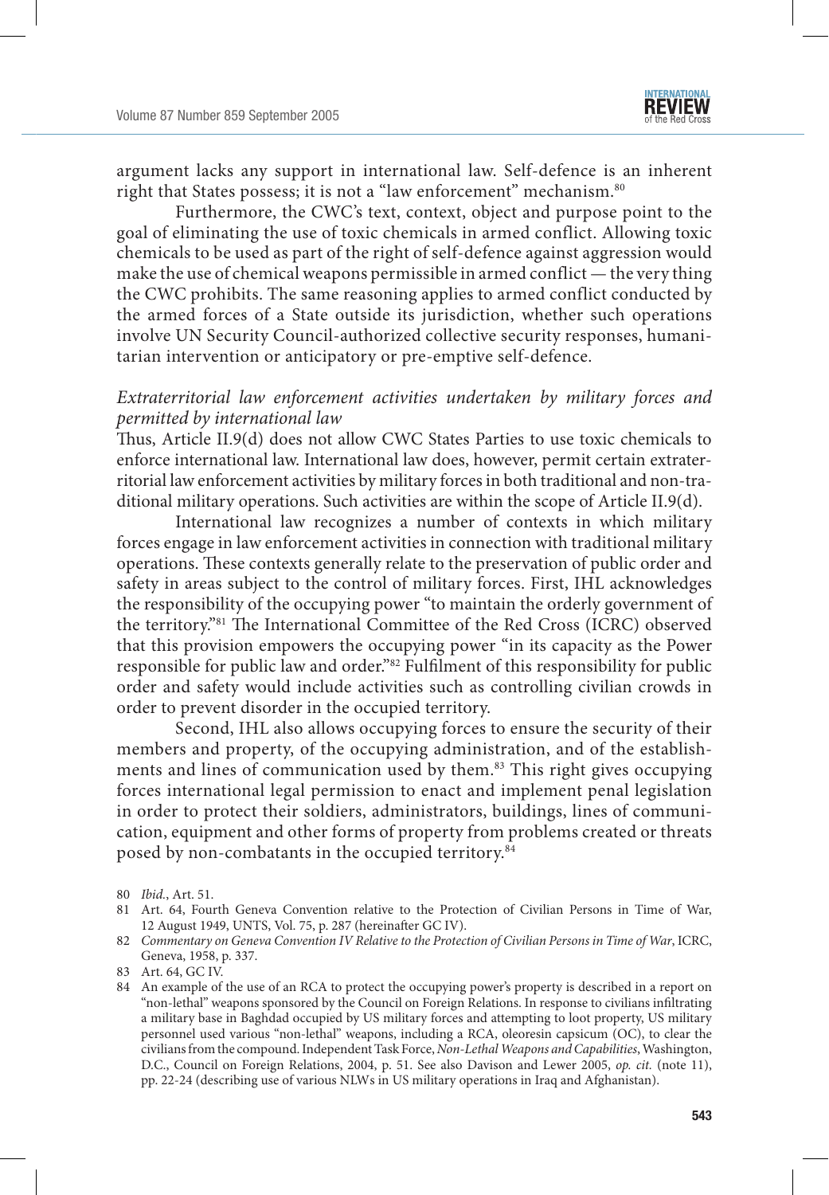argument lacks any support in international law. Self-defence is an inherent right that States possess; it is not a "law enforcement" mechanism.[80]

Furthermore, the CWC's text, context, object and purpose point to the goal of eliminating the use of toxic chemicals in armed conflict. Allowing toxic chemicals to be used as part of the right of self-defence against aggression would make the use of chemical weapons permissible in armed conflict — the very thing the CWC prohibits. The same reasoning applies to armed conflict conducted by the armed forces of a State outside its jurisdiction, whether such operations involve UN Security Council-authorized collective security responses, humanitarian intervention or anticipatory or pre-emptive self-defence.

### *Extraterritorial law enforcement activities undertaken by military forces and permitted by international law*

Thus, Article II.9(d) does not allow CWC States Parties to use toxic chemicals to enforce international law. International law does, however, permit certain extraterritorial law enforcement activities by military forces in both traditional and non-traditional military operations. Such activities are within the scope of Article II.9(d).

International law recognizes a number of contexts in which military forces engage in law enforcement activities in connection with traditional military operations. These contexts generally relate to the preservation of public order and safety in areas subject to the control of military forces. First, IHL acknowledges the responsibility of the occupying power "to maintain the orderly government of the territory."[81] The International Committee of the Red Cross (ICRC) observed that this provision empowers the occupying power "in its capacity as the Power responsible for public law and order."[82] Fulfilment of this responsibility for public order and safety would include activities such as controlling civilian crowds in order to prevent disorder in the occupied territory.

Second, IHL also allows occupying forces to ensure the security of their members and property, of the occupying administration, and of the establishments and lines of communication used by them.[83] This right gives occupying forces international legal permission to enact and implement penal legislation in order to protect their soldiers, administrators, buildings, lines of communication, equipment and other forms of property from problems created or threats posed by non-combatants in the occupied territory.[84]

80 *Ibid.*, Art. 51.

81 Art. 64, Fourth Geneva Convention relative to the Protection of Civilian Persons in Time of War, 12 August 1949, UNTS, Vol. 75, p. 287 (hereinafter GC IV).

82 *Commentary on Geneva Convention IV Relative to the Protection of Civilian Persons in Time of War*, ICRC, Geneva, 1958, p. 337.

83 Art. 64, GC IV.

84 An example of the use of an RCA to protect the occupying power's property is described in a report on "non-lethal" weapons sponsored by the Council on Foreign Relations. In response to civilians infiltrating a military base in Baghdad occupied by US military forces and attempting to loot property, US military personnel used various "non-lethal" weapons, including a RCA, oleoresin capsicum (OC), to clear the civilians from the compound. Independent Task Force, *Non-Lethal Weapons and Capabilities*, Washington, D.C., Council on Foreign Relations, 2004, p. 51. See also Davison and Lewer 2005, *op. cit.* (note 11), pp. 22-24 (describing use of various NLWs in US military operations in Iraq and Afghanistan).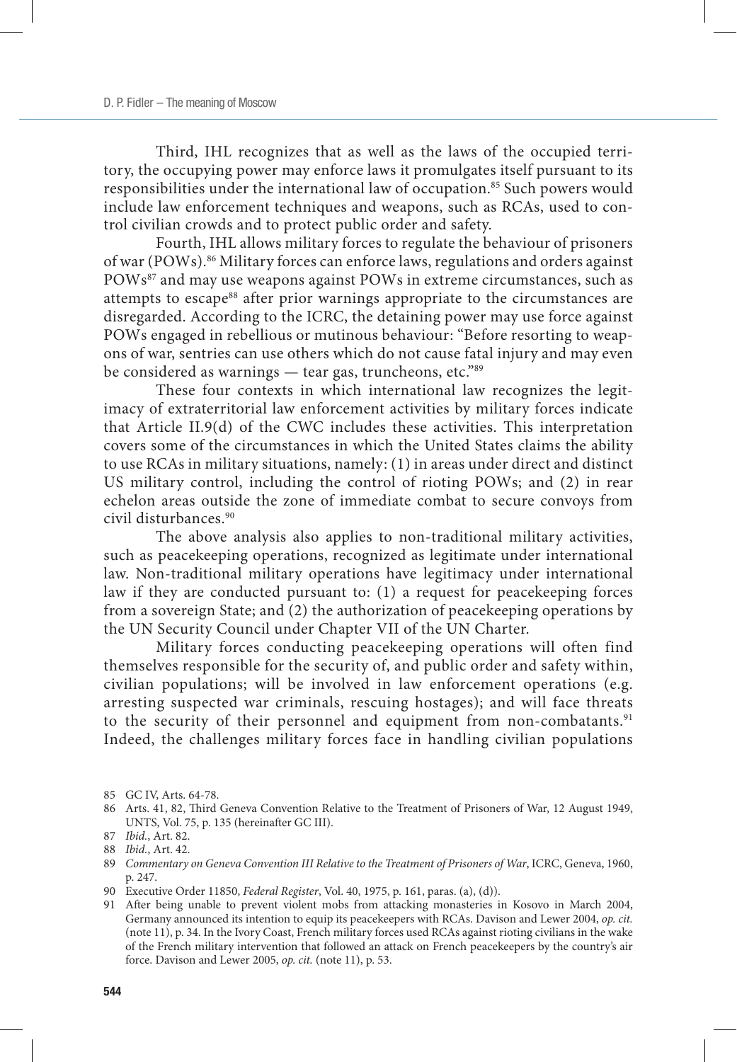Third, IHL recognizes that as well as the laws of the occupied territory, the occupying power may enforce laws it promulgates itself pursuant to its responsibilities under the international law of occupation.[85] Such powers would include law enforcement techniques and weapons, such as RCAs, used to control civilian crowds and to protect public order and safety.

Fourth, IHL allows military forces to regulate the behaviour of prisoners of war (POWs).[86] Military forces can enforce laws, regulations and orders against POWs[87] and may use weapons against POWs in extreme circumstances, such as attempts to escape[88] after prior warnings appropriate to the circumstances are disregarded. According to the ICRC, the detaining power may use force against POWs engaged in rebellious or mutinous behaviour: "Before resorting to weapons of war, sentries can use others which do not cause fatal injury and may even be considered as warnings — tear gas, truncheons, etc."[89]

These four contexts in which international law recognizes the legitimacy of extraterritorial law enforcement activities by military forces indicate that Article II.9(d) of the CWC includes these activities. This interpretation covers some of the circumstances in which the United States claims the ability to use RCAs in military situations, namely: (1) in areas under direct and distinct US military control, including the control of rioting POWs; and (2) in rear echelon areas outside the zone of immediate combat to secure convoys from civil disturbances.[90]

The above analysis also applies to non-traditional military activities, such as peacekeeping operations, recognized as legitimate under international law. Non-traditional military operations have legitimacy under international law if they are conducted pursuant to: (1) a request for peacekeeping forces from a sovereign State; and (2) the authorization of peacekeeping operations by the UN Security Council under Chapter VII of the UN Charter.

Military forces conducting peacekeeping operations will often find themselves responsible for the security of, and public order and safety within, civilian populations; will be involved in law enforcement operations (e.g. arresting suspected war criminals, rescuing hostages); and will face threats to the security of their personnel and equipment from non-combatants.[91] Indeed, the challenges military forces face in handling civilian populations

85 GC IV, Arts. 64-78.

86 Arts. 41, 82, Third Geneva Convention Relative to the Treatment of Prisoners of War, 12 August 1949, UNTS, Vol. 75, p. 135 (hereinafter GC III).

87 *Ibid.*, Art. 82.

88 *Ibid.*, Art. 42.

89 *Commentary on Geneva Convention III Relative to the Treatment of Prisoners of War*, ICRC, Geneva, 1960, p. 247.

90 Executive Order 11850, *Federal Register*, Vol. 40, 1975, p. 161, paras. (a), (d)).

91 After being unable to prevent violent mobs from attacking monasteries in Kosovo in March 2004, Germany announced its intention to equip its peacekeepers with RCAs. Davison and Lewer 2004, *op. cit.* (note 11), p. 34. In the Ivory Coast, French military forces used RCAs against rioting civilians in the wake of the French military intervention that followed an attack on French peacekeepers by the country's air force. Davison and Lewer 2005, *op. cit.* (note 11), p. 53.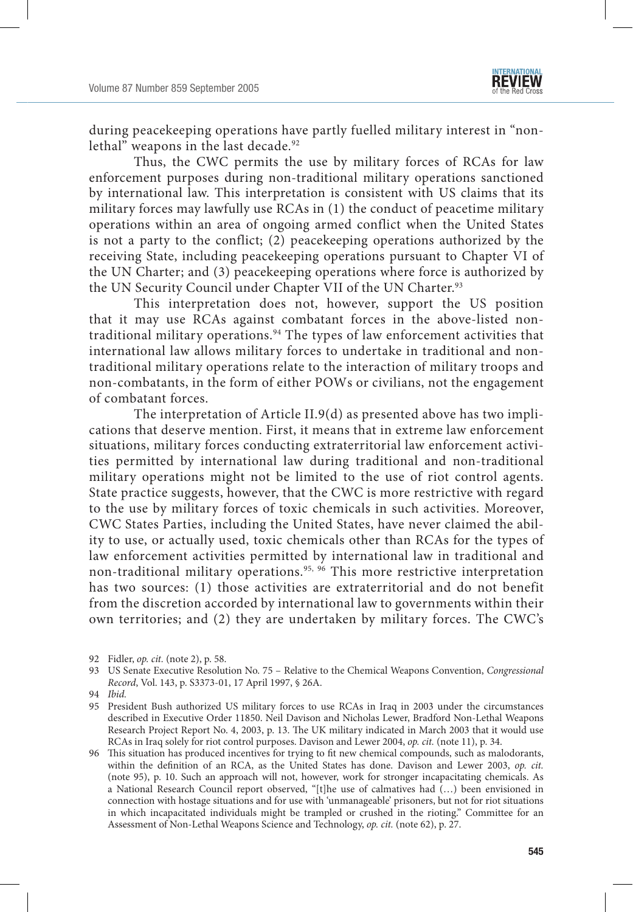during peacekeeping operations have partly fuelled military interest in "non-lethal" weapons in the last decade.[92]

Thus, the CWC permits the use by military forces of RCAs for law enforcement purposes during non-traditional military operations sanctioned by international law. This interpretation is consistent with US claims that its military forces may lawfully use RCAs in (1) the conduct of peacetime military operations within an area of ongoing armed conflict when the United States is not a party to the conflict; (2) peacekeeping operations authorized by the receiving State, including peacekeeping operations pursuant to Chapter VI of the UN Charter; and (3) peacekeeping operations where force is authorized by the UN Security Council under Chapter VII of the UN Charter.[93]

This interpretation does not, however, support the US position that it may use RCAs against combatant forces in the above-listed non-traditional military operations.[94] The types of law enforcement activities that international law allows military forces to undertake in traditional and non-traditional military operations relate to the interaction of military troops and non-combatants, in the form of either POWs or civilians, not the engagement of combatant forces.

The interpretation of Article II.9(d) as presented above has two implications that deserve mention. First, it means that in extreme law enforcement situations, military forces conducting extraterritorial law enforcement activities permitted by international law during traditional and non-traditional military operations might not be limited to the use of riot control agents. State practice suggests, however, that the CWC is more restrictive with regard to the use by military forces of toxic chemicals in such activities. Moreover, CWC States Parties, including the United States, have never claimed the ability to use, or actually used, toxic chemicals other than RCAs for the types of law enforcement activities permitted by international law in traditional and non-traditional military operations.[95, 96] This more restrictive interpretation has two sources: (1) those activities are extraterritorial and do not benefit from the discretion accorded by international law to governments within their own territories; and (2) they are undertaken by military forces. The CWC's

---

92 Fidler, *op. cit.* (note 2), p. 58.

93 US Senate Executive Resolution No. 75 – Relative to the Chemical Weapons Convention, *Congressional Record*, Vol. 143, p. S3373-01, 17 April 1997, § 26A.

94 *Ibid.*

95 President Bush authorized US military forces to use RCAs in Iraq in 2003 under the circumstances described in Executive Order 11850. Neil Davison and Nicholas Lewer, Bradford Non-Lethal Weapons Research Project Report No. 4, 2003, p. 13. The UK military indicated in March 2003 that it would use RCAs in Iraq solely for riot control purposes. Davison and Lewer 2004, *op. cit.* (note 11), p. 34.

96 This situation has produced incentives for trying to fit new chemical compounds, such as malodorants, within the definition of an RCA, as the United States has done. Davison and Lewer 2003, *op. cit.* (note 95), p. 10. Such an approach will not, however, work for stronger incapacitating chemicals. As a National Research Council report observed, "[t]he use of calmatives had (…) been envisioned in connection with hostage situations and for use with 'unmanageable' prisoners, but not for riot situations in which incapacitated individuals might be trampled or crushed in the rioting." Committee for an Assessment of Non-Lethal Weapons Science and Technology, *op. cit.* (note 62), p. 27.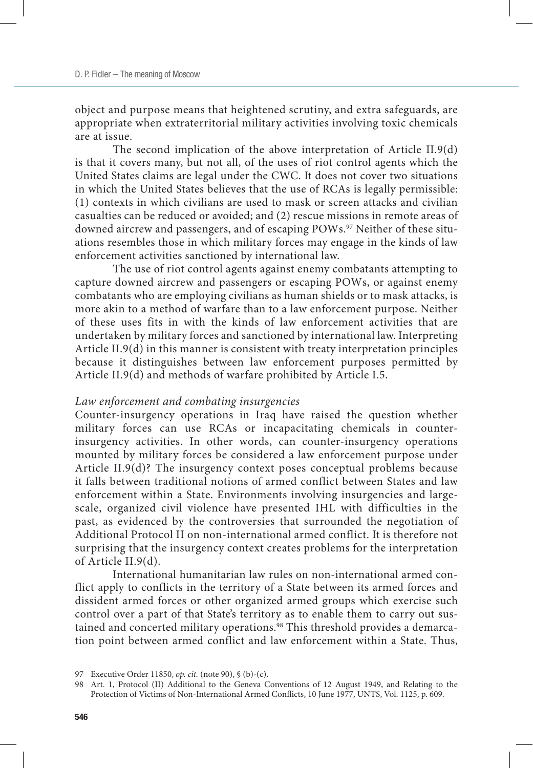object and purpose means that heightened scrutiny, and extra safeguards, are appropriate when extraterritorial military activities involving toxic chemicals are at issue.

The second implication of the above interpretation of Article II.9(d) is that it covers many, but not all, of the uses of riot control agents which the United States claims are legal under the CWC. It does not cover two situations in which the United States believes that the use of RCAs is legally permissible: (1) contexts in which civilians are used to mask or screen attacks and civilian casualties can be reduced or avoided; and (2) rescue missions in remote areas of downed aircrew and passengers, and of escaping POWs.[97] Neither of these situations resembles those in which military forces may engage in the kinds of law enforcement activities sanctioned by international law.

The use of riot control agents against enemy combatants attempting to capture downed aircrew and passengers or escaping POWs, or against enemy combatants who are employing civilians as human shields or to mask attacks, is more akin to a method of warfare than to a law enforcement purpose. Neither of these uses fits in with the kinds of law enforcement activities that are undertaken by military forces and sanctioned by international law. Interpreting Article II.9(d) in this manner is consistent with treaty interpretation principles because it distinguishes between law enforcement purposes permitted by Article II.9(d) and methods of warfare prohibited by Article I.5.

*Law enforcement and combating insurgencies*

Counter-insurgency operations in Iraq have raised the question whether military forces can use RCAs or incapacitating chemicals in counter-insurgency activities. In other words, can counter-insurgency operations mounted by military forces be considered a law enforcement purpose under Article II.9(d)? The insurgency context poses conceptual problems because it falls between traditional notions of armed conflict between States and law enforcement within a State. Environments involving insurgencies and large-scale, organized civil violence have presented IHL with difficulties in the past, as evidenced by the controversies that surrounded the negotiation of Additional Protocol II on non-international armed conflict. It is therefore not surprising that the insurgency context creates problems for the interpretation of Article II.9(d).

International humanitarian law rules on non-international armed conflict apply to conflicts in the territory of a State between its armed forces and dissident armed forces or other organized armed groups which exercise such control over a part of that State's territory as to enable them to carry out sustained and concerted military operations.[98] This threshold provides a demarcation point between armed conflict and law enforcement within a State. Thus,

97 Executive Order 11850, *op. cit.* (note 90), § (b)-(c).

98 Art. 1, Protocol (II) Additional to the Geneva Conventions of 12 August 1949, and Relating to the Protection of Victims of Non-International Armed Conflicts, 10 June 1977, UNTS, Vol. 1125, p. 609.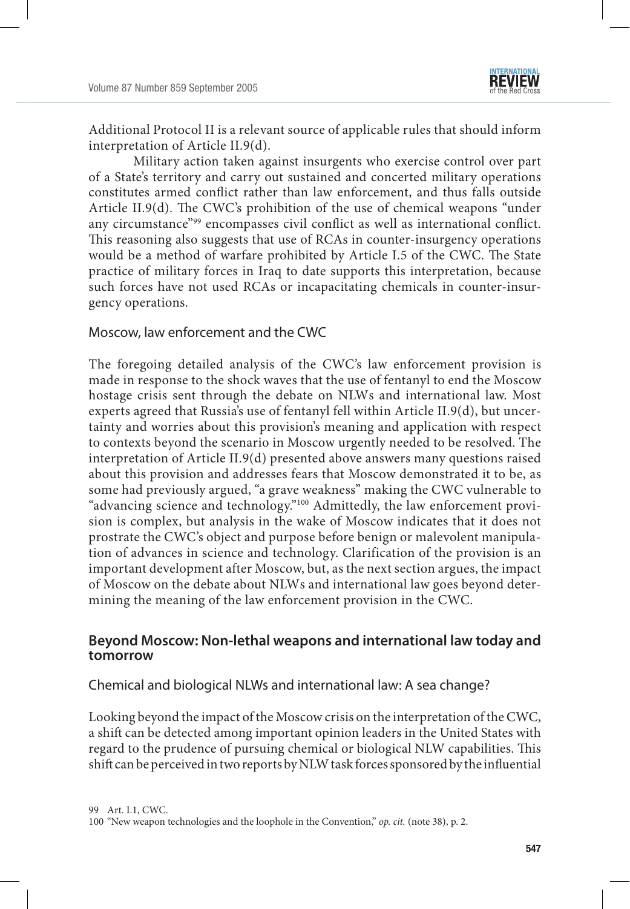Additional Protocol II is a relevant source of applicable rules that should inform interpretation of Article II.9(d).

Military action taken against insurgents who exercise control over part of a State's territory and carry out sustained and concerted military operations constitutes armed conflict rather than law enforcement, and thus falls outside Article II.9(d). The CWC's prohibition of the use of chemical weapons "under any circumstance"[99] encompasses civil conflict as well as international conflict. This reasoning also suggests that use of RCAs in counter-insurgency operations would be a method of warfare prohibited by Article I.5 of the CWC. The State practice of military forces in Iraq to date supports this interpretation, because such forces have not used RCAs or incapacitating chemicals in counter-insurgency operations.

### Moscow, law enforcement and the CWC

The foregoing detailed analysis of the CWC's law enforcement provision is made in response to the shock waves that the use of fentanyl to end the Moscow hostage crisis sent through the debate on NLWs and international law. Most experts agreed that Russia's use of fentanyl fell within Article II.9(d), but uncertainty and worries about this provision's meaning and application with respect to contexts beyond the scenario in Moscow urgently needed to be resolved. The interpretation of Article II.9(d) presented above answers many questions raised about this provision and addresses fears that Moscow demonstrated it to be, as some had previously argued, "a grave weakness" making the CWC vulnerable to "advancing science and technology."[100] Admittedly, the law enforcement provision is complex, but analysis in the wake of Moscow indicates that it does not prostrate the CWC's object and purpose before benign or malevolent manipulation of advances in science and technology. Clarification of the provision is an important development after Moscow, but, as the next section argues, the impact of Moscow on the debate about NLWs and international law goes beyond determining the meaning of the law enforcement provision in the CWC.

## Beyond Moscow: Non-lethal weapons and international law today and tomorrow

### Chemical and biological NLWs and international law: A sea change?

Looking beyond the impact of the Moscow crisis on the interpretation of the CWC, a shift can be detected among important opinion leaders in the United States with regard to the prudence of pursuing chemical or biological NLW capabilities. This shift can be perceived in two reports by NLW task forces sponsored by the influential

99 Art. I.1, CWC.

100 "New weapon technologies and the loophole in the Convention," *op. cit.* (note 38), p. 2.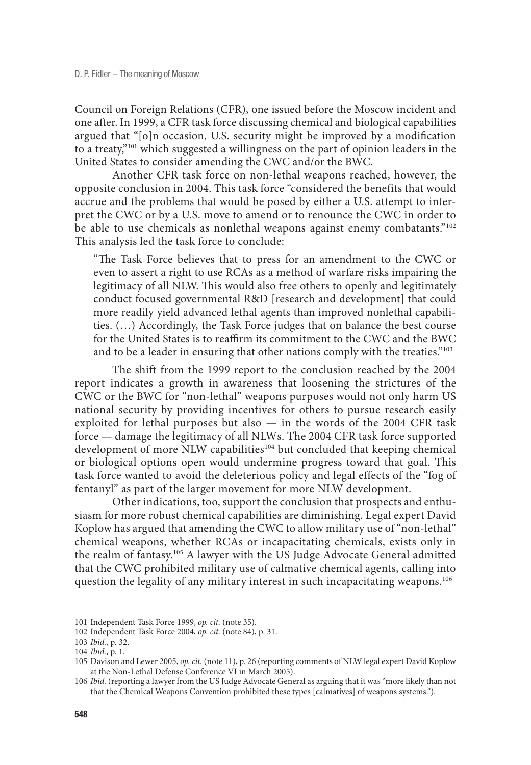Council on Foreign Relations (CFR), one issued before the Moscow incident and one after. In 1999, a CFR task force discussing chemical and biological capabilities argued that "[o]n occasion, U.S. security might be improved by a modification to a treaty,"[101] which suggested a willingness on the part of opinion leaders in the United States to consider amending the CWC and/or the BWC.

Another CFR task force on non-lethal weapons reached, however, the opposite conclusion in 2004. This task force "considered the benefits that would accrue and the problems that would be posed by either a U.S. attempt to interpret the CWC or by a U.S. move to amend or to renounce the CWC in order to be able to use chemicals as nonlethal weapons against enemy combatants."[102] This analysis led the task force to conclude:

> "The Task Force believes that to press for an amendment to the CWC or even to assert a right to use RCAs as a method of warfare risks impairing the legitimacy of all NLW. This would also free others to openly and legitimately conduct focused governmental R&D [research and development] that could more readily yield advanced lethal agents than improved nonlethal capabilities. (…) Accordingly, the Task Force judges that on balance the best course for the United States is to reaffirm its commitment to the CWC and the BWC and to be a leader in ensuring that other nations comply with the treaties."[103]

The shift from the 1999 report to the conclusion reached by the 2004 report indicates a growth in awareness that loosening the strictures of the CWC or the BWC for "non-lethal" weapons purposes would not only harm US national security by providing incentives for others to pursue research easily exploited for lethal purposes but also — in the words of the 2004 CFR task force — damage the legitimacy of all NLWs. The 2004 CFR task force supported development of more NLW capabilities[104] but concluded that keeping chemical or biological options open would undermine progress toward that goal. This task force wanted to avoid the deleterious policy and legal effects of the "fog of fentanyl" as part of the larger movement for more NLW development.

Other indications, too, support the conclusion that prospects and enthusiasm for more robust chemical capabilities are diminishing. Legal expert David Koplow has argued that amending the CWC to allow military use of "non-lethal" chemical weapons, whether RCAs or incapacitating chemicals, exists only in the realm of fantasy.[105] A lawyer with the US Judge Advocate General admitted that the CWC prohibited military use of calmative chemical agents, calling into question the legality of any military interest in such incapacitating weapons.[106]

101 Independent Task Force 1999, *op. cit.* (note 35).

102 Independent Task Force 2004, *op. cit.* (note 84), p. 31.

103 *Ibid.*, p. 32.

104 *Ibid.*, p. 1.

105 Davison and Lewer 2005, *op. cit.* (note 11), p. 26 (reporting comments of NLW legal expert David Koplow at the Non-Lethal Defense Conference VI in March 2005).

106 *Ibid.* (reporting a lawyer from the US Judge Advocate General as arguing that it was "more likely than not that the Chemical Weapons Convention prohibited these types [calmatives] of weapons systems.").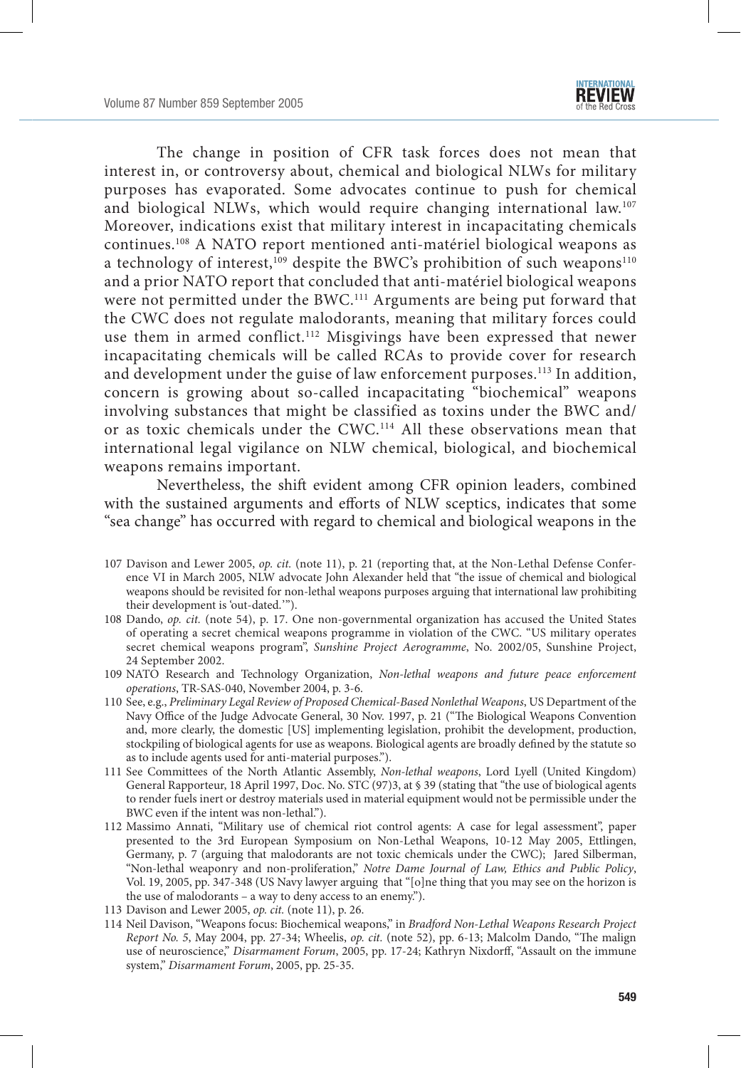The change in position of CFR task forces does not mean that interest in, or controversy about, chemical and biological NLWs for military purposes has evaporated. Some advocates continue to push for chemical and biological NLWs, which would require changing international law.[107] Moreover, indications exist that military interest in incapacitating chemicals continues.[108] A NATO report mentioned anti-matériel biological weapons as a technology of interest,[109] despite the BWC's prohibition of such weapons[110] and a prior NATO report that concluded that anti-matériel biological weapons were not permitted under the BWC.[111] Arguments are being put forward that the CWC does not regulate malodorants, meaning that military forces could use them in armed conflict.[112] Misgivings have been expressed that newer incapacitating chemicals will be called RCAs to provide cover for research and development under the guise of law enforcement purposes.[113] In addition, concern is growing about so-called incapacitating "biochemical" weapons involving substances that might be classified as toxins under the BWC and/or as toxic chemicals under the CWC.[114] All these observations mean that international legal vigilance on NLW chemical, biological, and biochemical weapons remains important.

Nevertheless, the shift evident among CFR opinion leaders, combined with the sustained arguments and efforts of NLW sceptics, indicates that some "sea change" has occurred with regard to chemical and biological weapons in the

107 Davison and Lewer 2005, *op. cit.* (note 11), p. 21 (reporting that, at the Non-Lethal Defense Conference VI in March 2005, NLW advocate John Alexander held that "the issue of chemical and biological weapons should be revisited for non-lethal weapons purposes arguing that international law prohibiting their development is 'out-dated.'").

108 Dando, *op. cit.* (note 54), p. 17. One non-governmental organization has accused the United States of operating a secret chemical weapons programme in violation of the CWC. "US military operates secret chemical weapons program", *Sunshine Project Aerogramme*, No. 2002/05, Sunshine Project, 24 September 2002.

109 NATO Research and Technology Organization, *Non-lethal weapons and future peace enforcement operations*, TR-SAS-040, November 2004, p. 3-6.

110 See, e.g., *Preliminary Legal Review of Proposed Chemical-Based Nonlethal Weapons*, US Department of the Navy Office of the Judge Advocate General, 30 Nov. 1997, p. 21 ("The Biological Weapons Convention and, more clearly, the domestic [US] implementing legislation, prohibit the development, production, stockpiling of biological agents for use as weapons. Biological agents are broadly defined by the statute so as to include agents used for anti-material purposes.").

111 See Committees of the North Atlantic Assembly, *Non-lethal weapons*, Lord Lyell (United Kingdom) General Rapporteur, 18 April 1997, Doc. No. STC (97)3, at § 39 (stating that "the use of biological agents to render fuels inert or destroy materials used in material equipment would not be permissible under the BWC even if the intent was non-lethal.").

112 Massimo Annati, "Military use of chemical riot control agents: A case for legal assessment", paper presented to the 3rd European Symposium on Non-Lethal Weapons, 10-12 May 2005, Ettlingen, Germany, p. 7 (arguing that malodorants are not toxic chemicals under the CWC); Jared Silberman, "Non-lethal weaponry and non-proliferation," *Notre Dame Journal of Law, Ethics and Public Policy*, Vol. 19, 2005, pp. 347-348 (US Navy lawyer arguing that "[o]ne thing that you may see on the horizon is the use of malodorants – a way to deny access to an enemy.").

113 Davison and Lewer 2005, *op. cit.* (note 11), p. 26.

114 Neil Davison, "Weapons focus: Biochemical weapons," in *Bradford Non-Lethal Weapons Research Project Report No. 5*, May 2004, pp. 27-34; Wheelis, *op. cit.* (note 52), pp. 6-13; Malcolm Dando, "The malign use of neuroscience," *Disarmament Forum*, 2005, pp. 17-24; Kathryn Nixdorff, "Assault on the immune system," *Disarmament Forum*, 2005, pp. 25-35.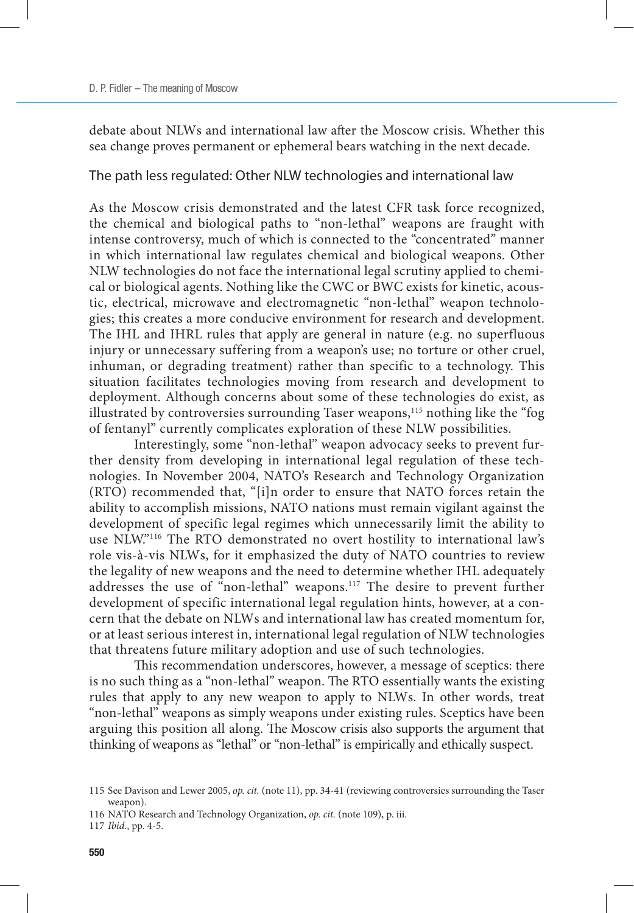debate about NLWs and international law after the Moscow crisis. Whether this sea change proves permanent or ephemeral bears watching in the next decade.

## The path less regulated: Other NLW technologies and international law

As the Moscow crisis demonstrated and the latest CFR task force recognized, the chemical and biological paths to "non-lethal" weapons are fraught with intense controversy, much of which is connected to the "concentrated" manner in which international law regulates chemical and biological weapons. Other NLW technologies do not face the international legal scrutiny applied to chemical or biological agents. Nothing like the CWC or BWC exists for kinetic, acoustic, electrical, microwave and electromagnetic "non-lethal" weapon technologies; this creates a more conducive environment for research and development. The IHL and IHRL rules that apply are general in nature (e.g. no superfluous injury or unnecessary suffering from a weapon's use; no torture or other cruel, inhuman, or degrading treatment) rather than specific to a technology. This situation facilitates technologies moving from research and development to deployment. Although concerns about some of these technologies do exist, as illustrated by controversies surrounding Taser weapons,[115] nothing like the "fog of fentanyl" currently complicates exploration of these NLW possibilities.

Interestingly, some "non-lethal" weapon advocacy seeks to prevent further density from developing in international legal regulation of these technologies. In November 2004, NATO's Research and Technology Organization (RTO) recommended that, "[i]n order to ensure that NATO forces retain the ability to accomplish missions, NATO nations must remain vigilant against the development of specific legal regimes which unnecessarily limit the ability to use NLW."[116] The RTO demonstrated no overt hostility to international law's role vis-à-vis NLWs, for it emphasized the duty of NATO countries to review the legality of new weapons and the need to determine whether IHL adequately addresses the use of "non-lethal" weapons.[117] The desire to prevent further development of specific international legal regulation hints, however, at a concern that the debate on NLWs and international law has created momentum for, or at least serious interest in, international legal regulation of NLW technologies that threatens future military adoption and use of such technologies.

This recommendation underscores, however, a message of sceptics: there is no such thing as a "non-lethal" weapon. The RTO essentially wants the existing rules that apply to any new weapon to apply to NLWs. In other words, treat "non-lethal" weapons as simply weapons under existing rules. Sceptics have been arguing this position all along. The Moscow crisis also supports the argument that thinking of weapons as "lethal" or "non-lethal" is empirically and ethically suspect.

115 See Davison and Lewer 2005, *op. cit.* (note 11), pp. 34-41 (reviewing controversies surrounding the Taser weapon).

116 NATO Research and Technology Organization, *op. cit.* (note 109), p. iii.

117 *Ibid.*, pp. 4-5.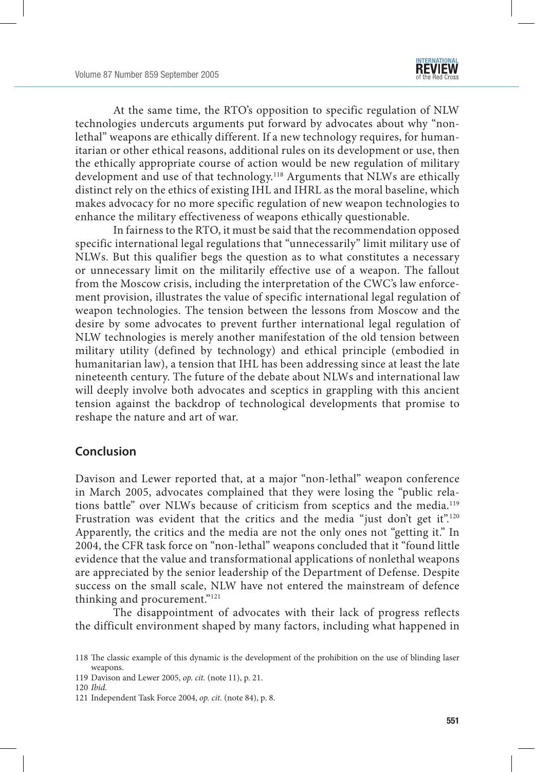At the same time, the RTO's opposition to specific regulation of NLW technologies undercuts arguments put forward by advocates about why "non-lethal" weapons are ethically different. If a new technology requires, for humanitarian or other ethical reasons, additional rules on its development or use, then the ethically appropriate course of action would be new regulation of military development and use of that technology.[118] Arguments that NLWs are ethically distinct rely on the ethics of existing IHL and IHRL as the moral baseline, which makes advocacy for no more specific regulation of new weapon technologies to enhance the military effectiveness of weapons ethically questionable.

In fairness to the RTO, it must be said that the recommendation opposed specific international legal regulations that "unnecessarily" limit military use of NLWs. But this qualifier begs the question as to what constitutes a necessary or unnecessary limit on the militarily effective use of a weapon. The fallout from the Moscow crisis, including the interpretation of the CWC's law enforcement provision, illustrates the value of specific international legal regulation of weapon technologies. The tension between the lessons from Moscow and the desire by some advocates to prevent further international legal regulation of NLW technologies is merely another manifestation of the old tension between military utility (defined by technology) and ethical principle (embodied in humanitarian law), a tension that IHL has been addressing since at least the late nineteenth century. The future of the debate about NLWs and international law will deeply involve both advocates and sceptics in grappling with this ancient tension against the backdrop of technological developments that promise to reshape the nature and art of war.

## Conclusion

Davison and Lewer reported that, at a major "non-lethal" weapon conference in March 2005, advocates complained that they were losing the "public relations battle" over NLWs because of criticism from sceptics and the media.[119] Frustration was evident that the critics and the media "just don't get it".[120] Apparently, the critics and the media are not the only ones not "getting it." In 2004, the CFR task force on "non-lethal" weapons concluded that it "found little evidence that the value and transformational applications of nonlethal weapons are appreciated by the senior leadership of the Department of Defense. Despite success on the small scale, NLW have not entered the mainstream of defence thinking and procurement."[121]

The disappointment of advocates with their lack of progress reflects the difficult environment shaped by many factors, including what happened in

118 The classic example of this dynamic is the development of the prohibition on the use of blinding laser weapons.

119 Davison and Lewer 2005, *op. cit.* (note 11), p. 21.

120 *Ibid.*

121 Independent Task Force 2004, *op. cit.* (note 84), p. 8.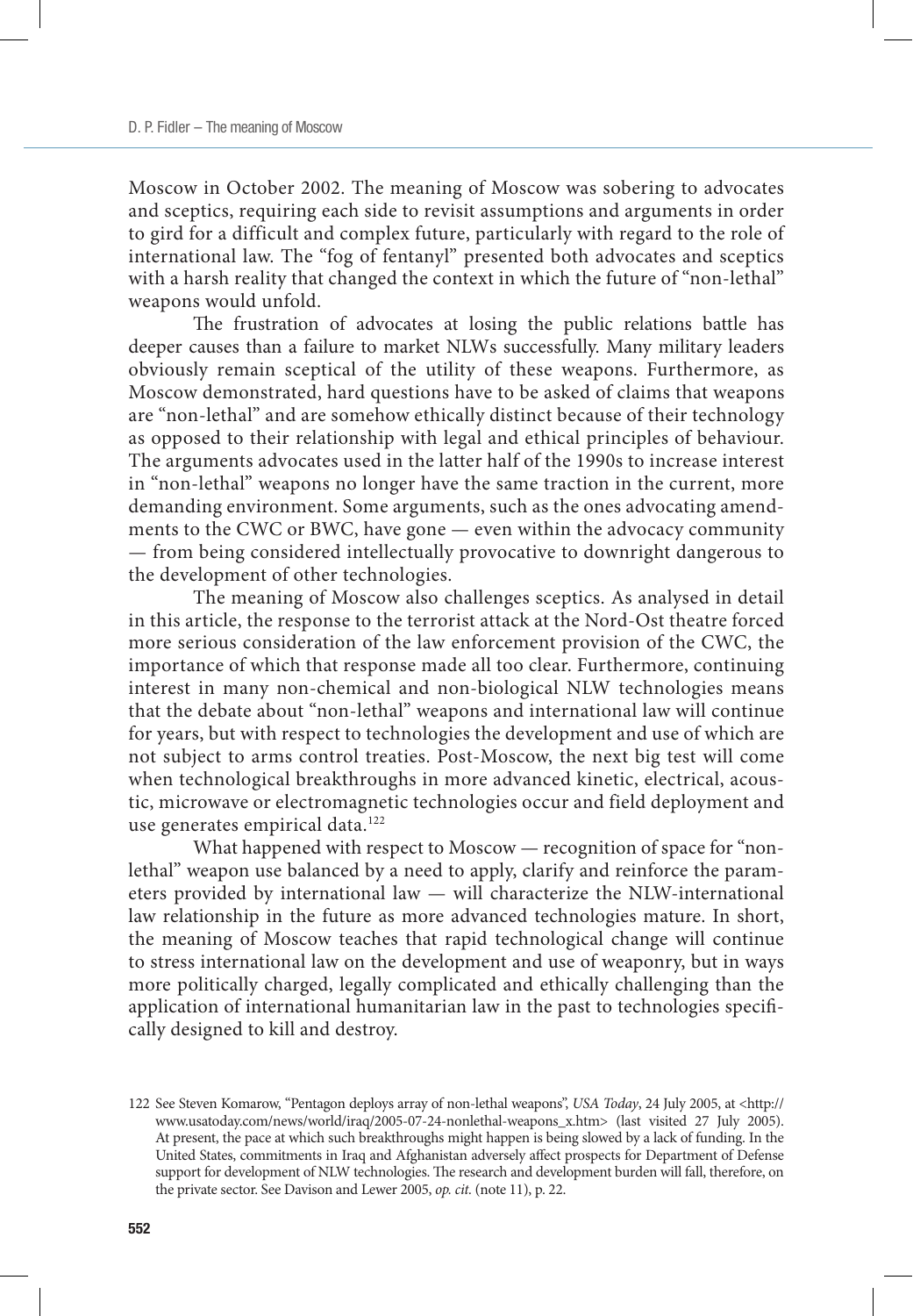Moscow in October 2002. The meaning of Moscow was sobering to advocates and sceptics, requiring each side to revisit assumptions and arguments in order to gird for a difficult and complex future, particularly with regard to the role of international law. The "fog of fentanyl" presented both advocates and sceptics with a harsh reality that changed the context in which the future of "non-lethal" weapons would unfold.

The frustration of advocates at losing the public relations battle has deeper causes than a failure to market NLWs successfully. Many military leaders obviously remain sceptical of the utility of these weapons. Furthermore, as Moscow demonstrated, hard questions have to be asked of claims that weapons are "non-lethal" and are somehow ethically distinct because of their technology as opposed to their relationship with legal and ethical principles of behaviour. The arguments advocates used in the latter half of the 1990s to increase interest in "non-lethal" weapons no longer have the same traction in the current, more demanding environment. Some arguments, such as the ones advocating amendments to the CWC or BWC, have gone — even within the advocacy community — from being considered intellectually provocative to downright dangerous to the development of other technologies.

The meaning of Moscow also challenges sceptics. As analysed in detail in this article, the response to the terrorist attack at the Nord-Ost theatre forced more serious consideration of the law enforcement provision of the CWC, the importance of which that response made all too clear. Furthermore, continuing interest in many non-chemical and non-biological NLW technologies means that the debate about "non-lethal" weapons and international law will continue for years, but with respect to technologies the development and use of which are not subject to arms control treaties. Post-Moscow, the next big test will come when technological breakthroughs in more advanced kinetic, electrical, acoustic, microwave or electromagnetic technologies occur and field deployment and use generates empirical data.[122]

What happened with respect to Moscow — recognition of space for "non-lethal" weapon use balanced by a need to apply, clarify and reinforce the parameters provided by international law — will characterize the NLW-international law relationship in the future as more advanced technologies mature. In short, the meaning of Moscow teaches that rapid technological change will continue to stress international law on the development and use of weaponry, but in ways more politically charged, legally complicated and ethically challenging than the application of international humanitarian law in the past to technologies specifically designed to kill and destroy.

122 See Steven Komarow, "Pentagon deploys array of non-lethal weapons", *USA Today*, 24 July 2005, at <http://www.usatoday.com/news/world/iraq/2005-07-24-nonlethal-weapons_x.htm> (last visited 27 July 2005). At present, the pace at which such breakthroughs might happen is being slowed by a lack of funding. In the United States, commitments in Iraq and Afghanistan adversely affect prospects for Department of Defense support for development of NLW technologies. The research and development burden will fall, therefore, on the private sector. See Davison and Lewer 2005, *op. cit.* (note 11), p. 22.